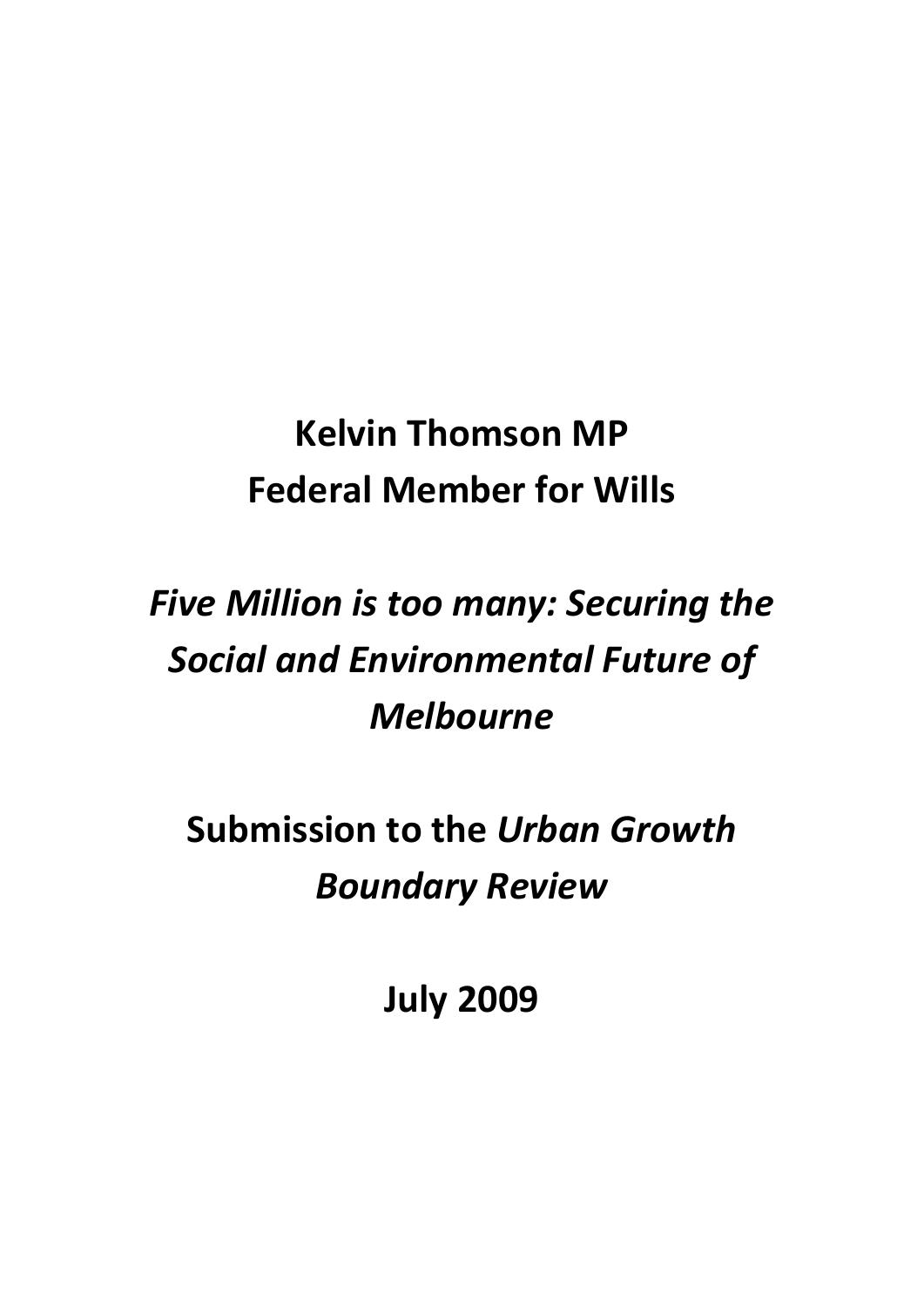**Kelvin Thomson MP**
**Federal Member for Wills**

***Five Million is too many: Securing the Social and Environmental Future of Melbourne***

**Submission to the *Urban Growth Boundary Review***

**July 2009**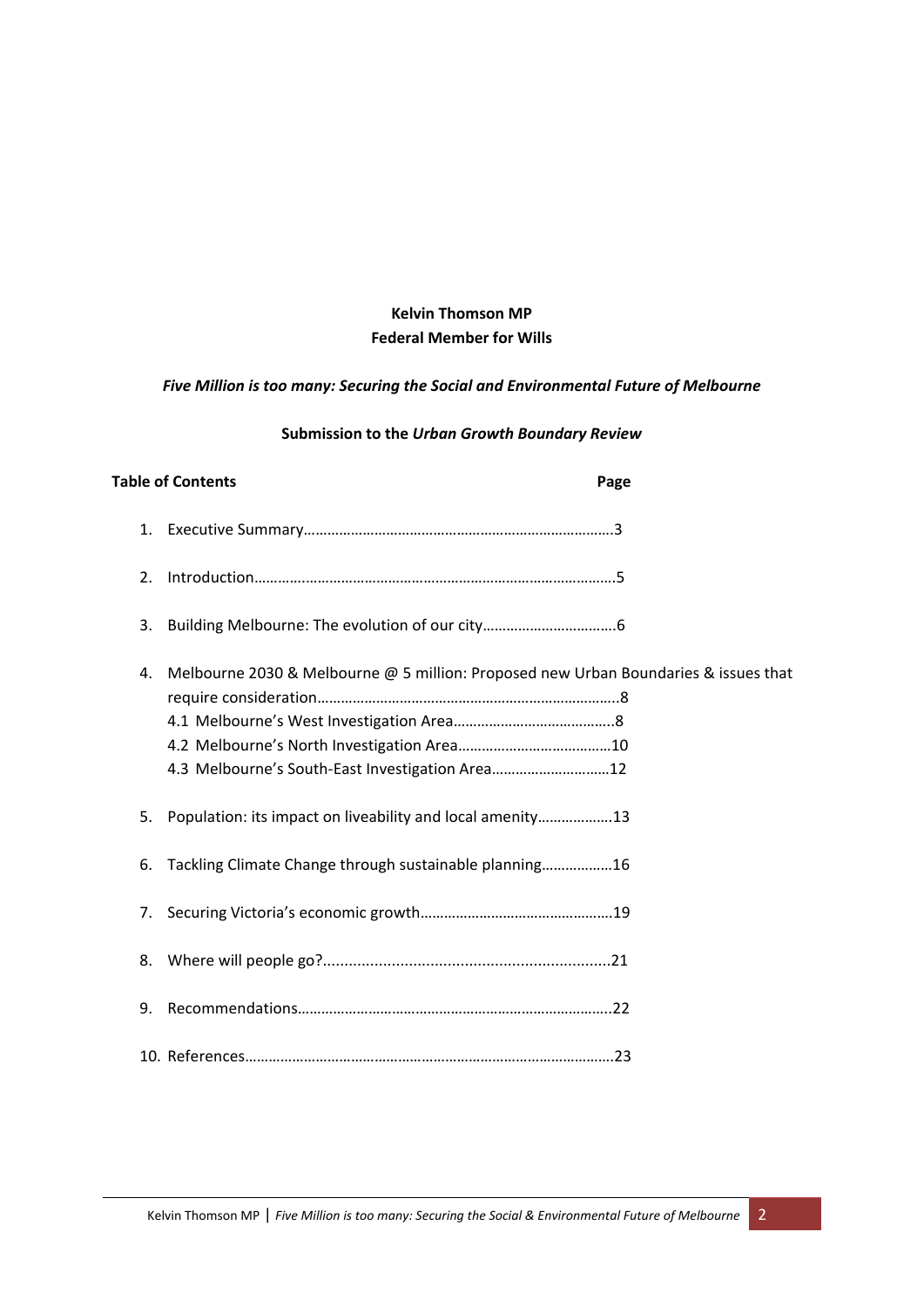**Kelvin Thomson MP**
**Federal Member for Wills**

***Five Million is too many: Securing the Social and Environmental Future of Melbourne***

**Submission to the *Urban Growth Boundary Review***

**Table of Contents** **Page**

1. Executive Summary……………………………………………………………………3
2. Introduction…………………………………………………………………………………5
3. Building Melbourne: The evolution of our city……………………………6
4. Melbourne 2030 & Melbourne @ 5 million: Proposed new Urban Boundaries & issues that require consideration…………………………………………………………………8
   - 4.1 Melbourne's West Investigation Area…………………………………..8
   - 4.2 Melbourne's North Investigation Area…………………………………10
   - 4.3 Melbourne's South-East Investigation Area…………………………12
5. Population: its impact on liveability and local amenity……………….13
6. Tackling Climate Change through sustainable planning………………16
7. Securing Victoria's economic growth…………………………………………19
8. Where will people go?......................................................................21
9. Recommendations……………………………………………………………………..22
10. References…………………………………………………………………………………23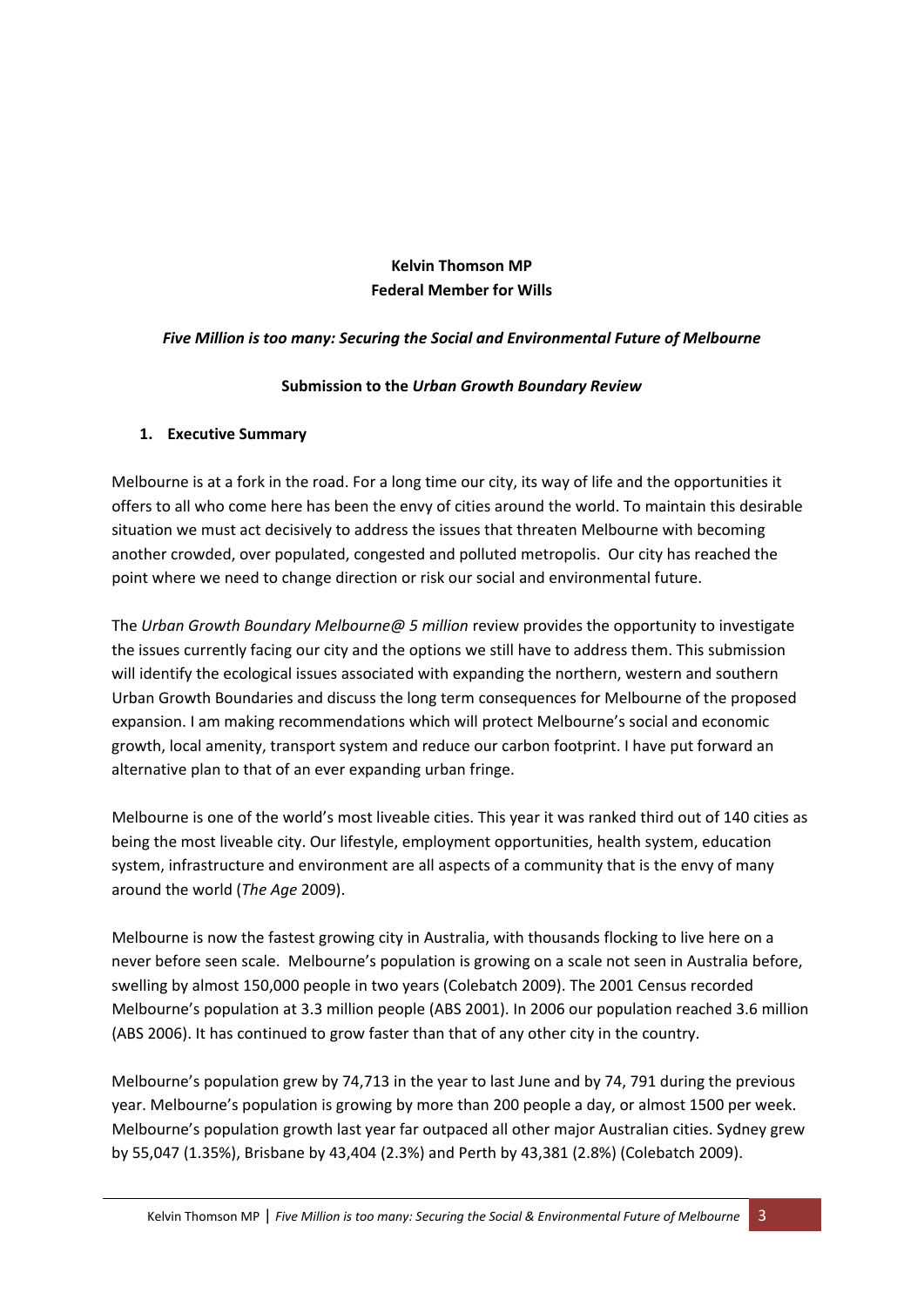**Kelvin Thomson MP**
**Federal Member for Wills**

***Five Million is too many: Securing the Social and Environmental Future of Melbourne***

**Submission to the *Urban Growth Boundary Review***

## 1. Executive Summary

Melbourne is at a fork in the road. For a long time our city, its way of life and the opportunities it offers to all who come here has been the envy of cities around the world. To maintain this desirable situation we must act decisively to address the issues that threaten Melbourne with becoming another crowded, over populated, congested and polluted metropolis. Our city has reached the point where we need to change direction or risk our social and environmental future.

The *Urban Growth Boundary Melbourne@ 5 million* review provides the opportunity to investigate the issues currently facing our city and the options we still have to address them. This submission will identify the ecological issues associated with expanding the northern, western and southern Urban Growth Boundaries and discuss the long term consequences for Melbourne of the proposed expansion. I am making recommendations which will protect Melbourne's social and economic growth, local amenity, transport system and reduce our carbon footprint. I have put forward an alternative plan to that of an ever expanding urban fringe.

Melbourne is one of the world's most liveable cities. This year it was ranked third out of 140 cities as being the most liveable city. Our lifestyle, employment opportunities, health system, education system, infrastructure and environment are all aspects of a community that is the envy of many around the world (*The Age* 2009).

Melbourne is now the fastest growing city in Australia, with thousands flocking to live here on a never before seen scale. Melbourne's population is growing on a scale not seen in Australia before, swelling by almost 150,000 people in two years (Colebatch 2009). The 2001 Census recorded Melbourne's population at 3.3 million people (ABS 2001). In 2006 our population reached 3.6 million (ABS 2006). It has continued to grow faster than that of any other city in the country.

Melbourne's population grew by 74,713 in the year to last June and by 74, 791 during the previous year. Melbourne's population is growing by more than 200 people a day, or almost 1500 per week. Melbourne's population growth last year far outpaced all other major Australian cities. Sydney grew by 55,047 (1.35%), Brisbane by 43,404 (2.3%) and Perth by 43,381 (2.8%) (Colebatch 2009).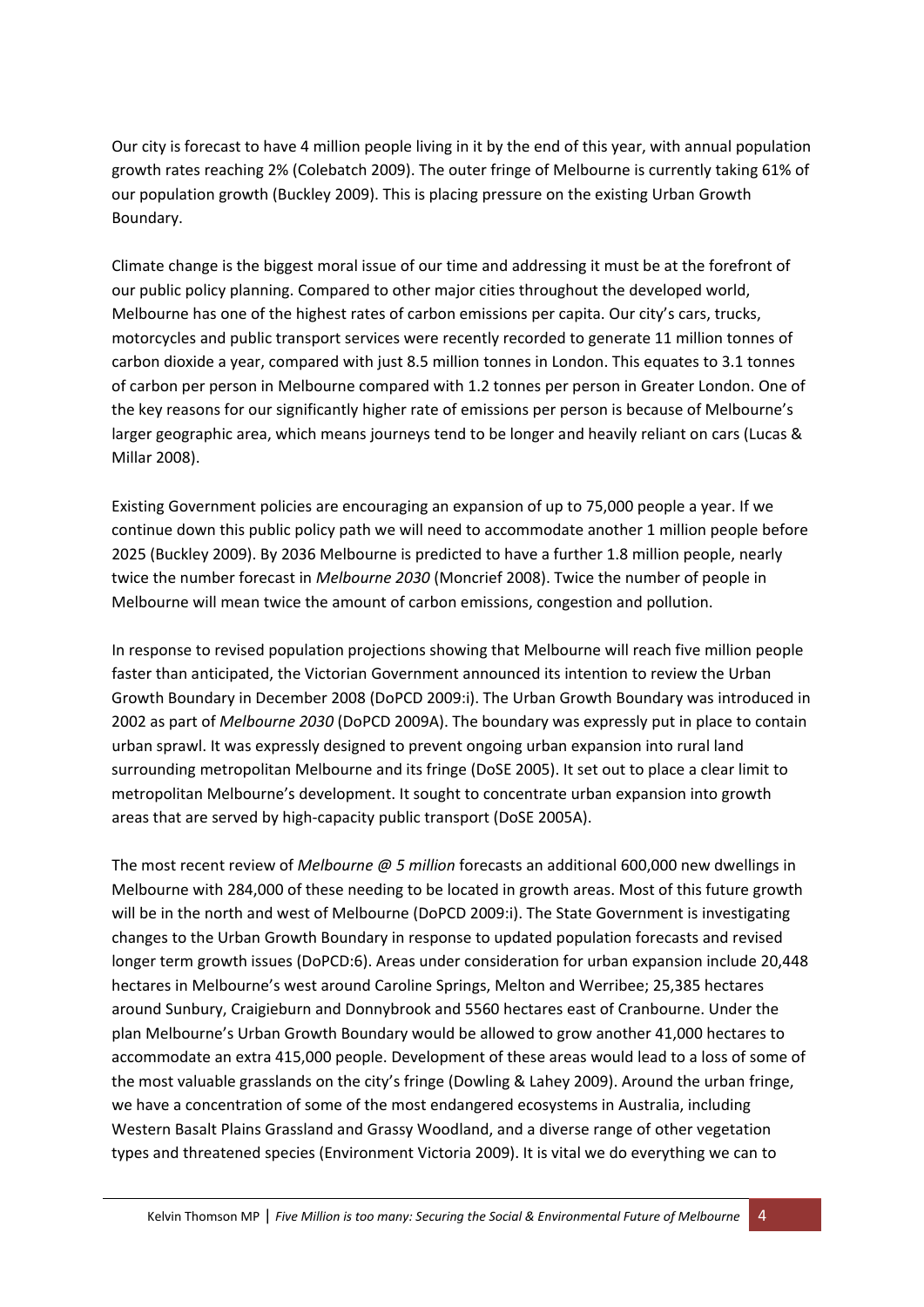Our city is forecast to have 4 million people living in it by the end of this year, with annual population growth rates reaching 2% (Colebatch 2009). The outer fringe of Melbourne is currently taking 61% of our population growth (Buckley 2009). This is placing pressure on the existing Urban Growth Boundary.

Climate change is the biggest moral issue of our time and addressing it must be at the forefront of our public policy planning. Compared to other major cities throughout the developed world, Melbourne has one of the highest rates of carbon emissions per capita. Our city's cars, trucks, motorcycles and public transport services were recently recorded to generate 11 million tonnes of carbon dioxide a year, compared with just 8.5 million tonnes in London. This equates to 3.1 tonnes of carbon per person in Melbourne compared with 1.2 tonnes per person in Greater London. One of the key reasons for our significantly higher rate of emissions per person is because of Melbourne's larger geographic area, which means journeys tend to be longer and heavily reliant on cars (Lucas & Millar 2008).

Existing Government policies are encouraging an expansion of up to 75,000 people a year. If we continue down this public policy path we will need to accommodate another 1 million people before 2025 (Buckley 2009). By 2036 Melbourne is predicted to have a further 1.8 million people, nearly twice the number forecast in *Melbourne 2030* (Moncrief 2008). Twice the number of people in Melbourne will mean twice the amount of carbon emissions, congestion and pollution.

In response to revised population projections showing that Melbourne will reach five million people faster than anticipated, the Victorian Government announced its intention to review the Urban Growth Boundary in December 2008 (DoPCD 2009:i). The Urban Growth Boundary was introduced in 2002 as part of *Melbourne 2030* (DoPCD 2009A). The boundary was expressly put in place to contain urban sprawl. It was expressly designed to prevent ongoing urban expansion into rural land surrounding metropolitan Melbourne and its fringe (DoSE 2005). It set out to place a clear limit to metropolitan Melbourne's development. It sought to concentrate urban expansion into growth areas that are served by high-capacity public transport (DoSE 2005A).

The most recent review of *Melbourne @ 5 million* forecasts an additional 600,000 new dwellings in Melbourne with 284,000 of these needing to be located in growth areas. Most of this future growth will be in the north and west of Melbourne (DoPCD 2009:i). The State Government is investigating changes to the Urban Growth Boundary in response to updated population forecasts and revised longer term growth issues (DoPCD:6). Areas under consideration for urban expansion include 20,448 hectares in Melbourne's west around Caroline Springs, Melton and Werribee; 25,385 hectares around Sunbury, Craigieburn and Donnybrook and 5560 hectares east of Cranbourne. Under the plan Melbourne's Urban Growth Boundary would be allowed to grow another 41,000 hectares to accommodate an extra 415,000 people. Development of these areas would lead to a loss of some of the most valuable grasslands on the city's fringe (Dowling & Lahey 2009). Around the urban fringe, we have a concentration of some of the most endangered ecosystems in Australia, including Western Basalt Plains Grassland and Grassy Woodland, and a diverse range of other vegetation types and threatened species (Environment Victoria 2009). It is vital we do everything we can to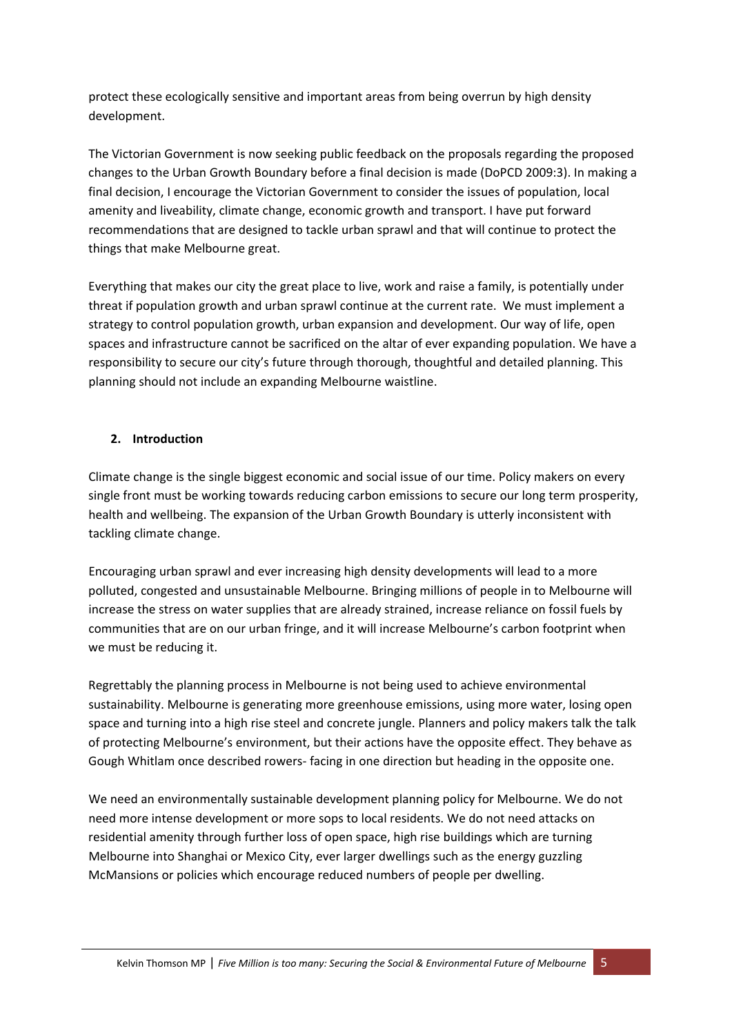protect these ecologically sensitive and important areas from being overrun by high density development.

The Victorian Government is now seeking public feedback on the proposals regarding the proposed changes to the Urban Growth Boundary before a final decision is made (DoPCD 2009:3). In making a final decision, I encourage the Victorian Government to consider the issues of population, local amenity and liveability, climate change, economic growth and transport. I have put forward recommendations that are designed to tackle urban sprawl and that will continue to protect the things that make Melbourne great.

Everything that makes our city the great place to live, work and raise a family, is potentially under threat if population growth and urban sprawl continue at the current rate. We must implement a strategy to control population growth, urban expansion and development. Our way of life, open spaces and infrastructure cannot be sacrificed on the altar of ever expanding population. We have a responsibility to secure our city's future through thorough, thoughtful and detailed planning. This planning should not include an expanding Melbourne waistline.

## 2. Introduction

Climate change is the single biggest economic and social issue of our time. Policy makers on every single front must be working towards reducing carbon emissions to secure our long term prosperity, health and wellbeing. The expansion of the Urban Growth Boundary is utterly inconsistent with tackling climate change.

Encouraging urban sprawl and ever increasing high density developments will lead to a more polluted, congested and unsustainable Melbourne. Bringing millions of people in to Melbourne will increase the stress on water supplies that are already strained, increase reliance on fossil fuels by communities that are on our urban fringe, and it will increase Melbourne's carbon footprint when we must be reducing it.

Regrettably the planning process in Melbourne is not being used to achieve environmental sustainability. Melbourne is generating more greenhouse emissions, using more water, losing open space and turning into a high rise steel and concrete jungle. Planners and policy makers talk the talk of protecting Melbourne's environment, but their actions have the opposite effect. They behave as Gough Whitlam once described rowers- facing in one direction but heading in the opposite one.

We need an environmentally sustainable development planning policy for Melbourne. We do not need more intense development or more sops to local residents. We do not need attacks on residential amenity through further loss of open space, high rise buildings which are turning Melbourne into Shanghai or Mexico City, ever larger dwellings such as the energy guzzling McMansions or policies which encourage reduced numbers of people per dwelling.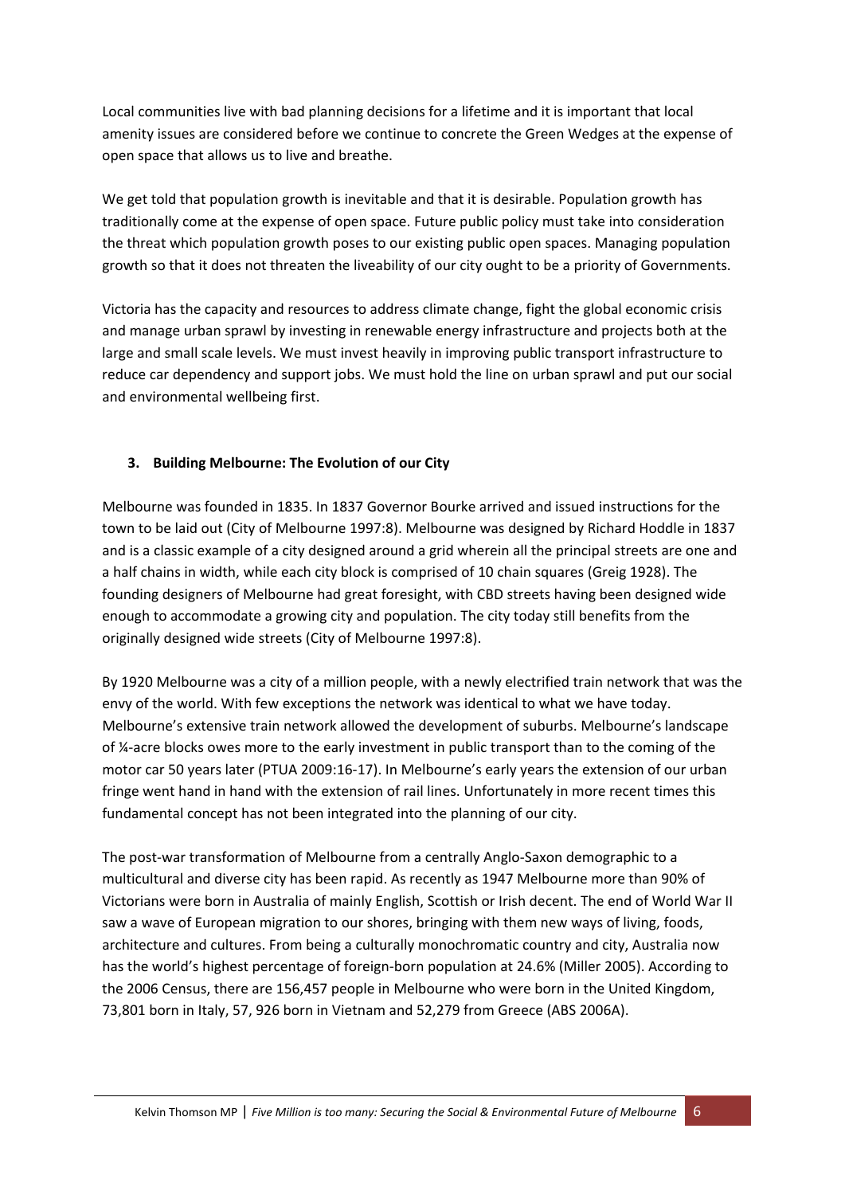Local communities live with bad planning decisions for a lifetime and it is important that local amenity issues are considered before we continue to concrete the Green Wedges at the expense of open space that allows us to live and breathe.

We get told that population growth is inevitable and that it is desirable. Population growth has traditionally come at the expense of open space. Future public policy must take into consideration the threat which population growth poses to our existing public open spaces. Managing population growth so that it does not threaten the liveability of our city ought to be a priority of Governments.

Victoria has the capacity and resources to address climate change, fight the global economic crisis and manage urban sprawl by investing in renewable energy infrastructure and projects both at the large and small scale levels. We must invest heavily in improving public transport infrastructure to reduce car dependency and support jobs. We must hold the line on urban sprawl and put our social and environmental wellbeing first.

### 3. Building Melbourne: The Evolution of our City

Melbourne was founded in 1835. In 1837 Governor Bourke arrived and issued instructions for the town to be laid out (City of Melbourne 1997:8). Melbourne was designed by Richard Hoddle in 1837 and is a classic example of a city designed around a grid wherein all the principal streets are one and a half chains in width, while each city block is comprised of 10 chain squares (Greig 1928). The founding designers of Melbourne had great foresight, with CBD streets having been designed wide enough to accommodate a growing city and population. The city today still benefits from the originally designed wide streets (City of Melbourne 1997:8).

By 1920 Melbourne was a city of a million people, with a newly electrified train network that was the envy of the world. With few exceptions the network was identical to what we have today. Melbourne's extensive train network allowed the development of suburbs. Melbourne's landscape of ¼-acre blocks owes more to the early investment in public transport than to the coming of the motor car 50 years later (PTUA 2009:16-17). In Melbourne's early years the extension of our urban fringe went hand in hand with the extension of rail lines. Unfortunately in more recent times this fundamental concept has not been integrated into the planning of our city.

The post-war transformation of Melbourne from a centrally Anglo-Saxon demographic to a multicultural and diverse city has been rapid. As recently as 1947 Melbourne more than 90% of Victorians were born in Australia of mainly English, Scottish or Irish decent. The end of World War II saw a wave of European migration to our shores, bringing with them new ways of living, foods, architecture and cultures. From being a culturally monochromatic country and city, Australia now has the world's highest percentage of foreign-born population at 24.6% (Miller 2005). According to the 2006 Census, there are 156,457 people in Melbourne who were born in the United Kingdom, 73,801 born in Italy, 57, 926 born in Vietnam and 52,279 from Greece (ABS 2006A).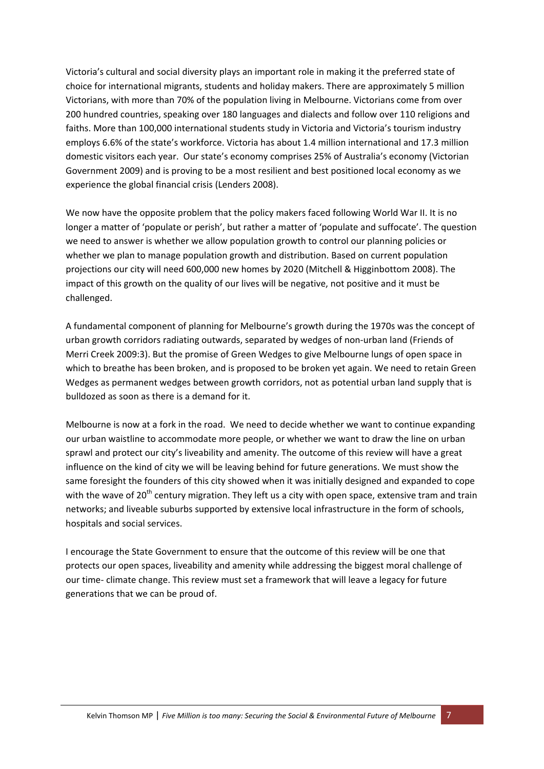Victoria's cultural and social diversity plays an important role in making it the preferred state of choice for international migrants, students and holiday makers. There are approximately 5 million Victorians, with more than 70% of the population living in Melbourne. Victorians come from over 200 hundred countries, speaking over 180 languages and dialects and follow over 110 religions and faiths. More than 100,000 international students study in Victoria and Victoria's tourism industry employs 6.6% of the state's workforce. Victoria has about 1.4 million international and 17.3 million domestic visitors each year. Our state's economy comprises 25% of Australia's economy (Victorian Government 2009) and is proving to be a most resilient and best positioned local economy as we experience the global financial crisis (Lenders 2008).

We now have the opposite problem that the policy makers faced following World War II. It is no longer a matter of 'populate or perish', but rather a matter of 'populate and suffocate'. The question we need to answer is whether we allow population growth to control our planning policies or whether we plan to manage population growth and distribution. Based on current population projections our city will need 600,000 new homes by 2020 (Mitchell & Higginbottom 2008). The impact of this growth on the quality of our lives will be negative, not positive and it must be challenged.

A fundamental component of planning for Melbourne's growth during the 1970s was the concept of urban growth corridors radiating outwards, separated by wedges of non-urban land (Friends of Merri Creek 2009:3). But the promise of Green Wedges to give Melbourne lungs of open space in which to breathe has been broken, and is proposed to be broken yet again. We need to retain Green Wedges as permanent wedges between growth corridors, not as potential urban land supply that is bulldozed as soon as there is a demand for it.

Melbourne is now at a fork in the road. We need to decide whether we want to continue expanding our urban waistline to accommodate more people, or whether we want to draw the line on urban sprawl and protect our city's liveability and amenity. The outcome of this review will have a great influence on the kind of city we will be leaving behind for future generations. We must show the same foresight the founders of this city showed when it was initially designed and expanded to cope with the wave of 20th century migration. They left us a city with open space, extensive tram and train networks; and liveable suburbs supported by extensive local infrastructure in the form of schools, hospitals and social services.

I encourage the State Government to ensure that the outcome of this review will be one that protects our open spaces, liveability and amenity while addressing the biggest moral challenge of our time- climate change. This review must set a framework that will leave a legacy for future generations that we can be proud of.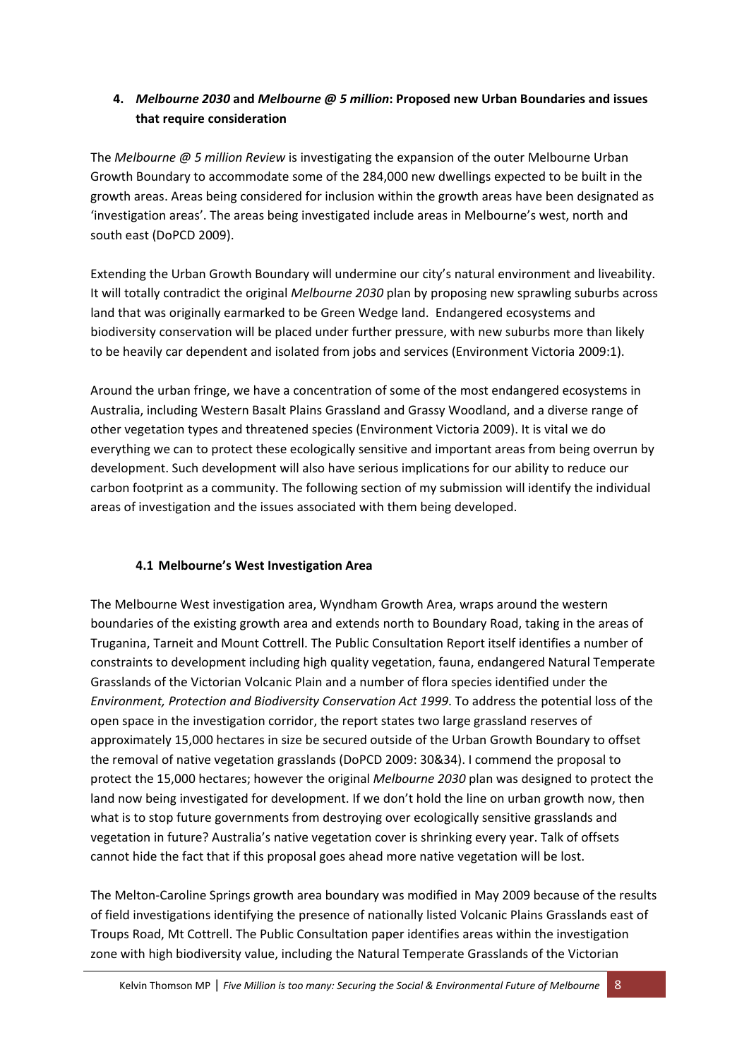## 4. *Melbourne 2030* and *Melbourne @ 5 million*: Proposed new Urban Boundaries and issues that require consideration

The *Melbourne @ 5 million Review* is investigating the expansion of the outer Melbourne Urban Growth Boundary to accommodate some of the 284,000 new dwellings expected to be built in the growth areas. Areas being considered for inclusion within the growth areas have been designated as 'investigation areas'. The areas being investigated include areas in Melbourne's west, north and south east (DoPCD 2009).

Extending the Urban Growth Boundary will undermine our city's natural environment and liveability. It will totally contradict the original *Melbourne 2030* plan by proposing new sprawling suburbs across land that was originally earmarked to be Green Wedge land. Endangered ecosystems and biodiversity conservation will be placed under further pressure, with new suburbs more than likely to be heavily car dependent and isolated from jobs and services (Environment Victoria 2009:1).

Around the urban fringe, we have a concentration of some of the most endangered ecosystems in Australia, including Western Basalt Plains Grassland and Grassy Woodland, and a diverse range of other vegetation types and threatened species (Environment Victoria 2009). It is vital we do everything we can to protect these ecologically sensitive and important areas from being overrun by development. Such development will also have serious implications for our ability to reduce our carbon footprint as a community. The following section of my submission will identify the individual areas of investigation and the issues associated with them being developed.

### 4.1 Melbourne's West Investigation Area

The Melbourne West investigation area, Wyndham Growth Area, wraps around the western boundaries of the existing growth area and extends north to Boundary Road, taking in the areas of Truganina, Tarneit and Mount Cottrell. The Public Consultation Report itself identifies a number of constraints to development including high quality vegetation, fauna, endangered Natural Temperate Grasslands of the Victorian Volcanic Plain and a number of flora species identified under the *Environment, Protection and Biodiversity Conservation Act 1999*. To address the potential loss of the open space in the investigation corridor, the report states two large grassland reserves of approximately 15,000 hectares in size be secured outside of the Urban Growth Boundary to offset the removal of native vegetation grasslands (DoPCD 2009: 30&34). I commend the proposal to protect the 15,000 hectares; however the original *Melbourne 2030* plan was designed to protect the land now being investigated for development. If we don't hold the line on urban growth now, then what is to stop future governments from destroying over ecologically sensitive grasslands and vegetation in future? Australia's native vegetation cover is shrinking every year. Talk of offsets cannot hide the fact that if this proposal goes ahead more native vegetation will be lost.

The Melton-Caroline Springs growth area boundary was modified in May 2009 because of the results of field investigations identifying the presence of nationally listed Volcanic Plains Grasslands east of Troups Road, Mt Cottrell. The Public Consultation paper identifies areas within the investigation zone with high biodiversity value, including the Natural Temperate Grasslands of the Victorian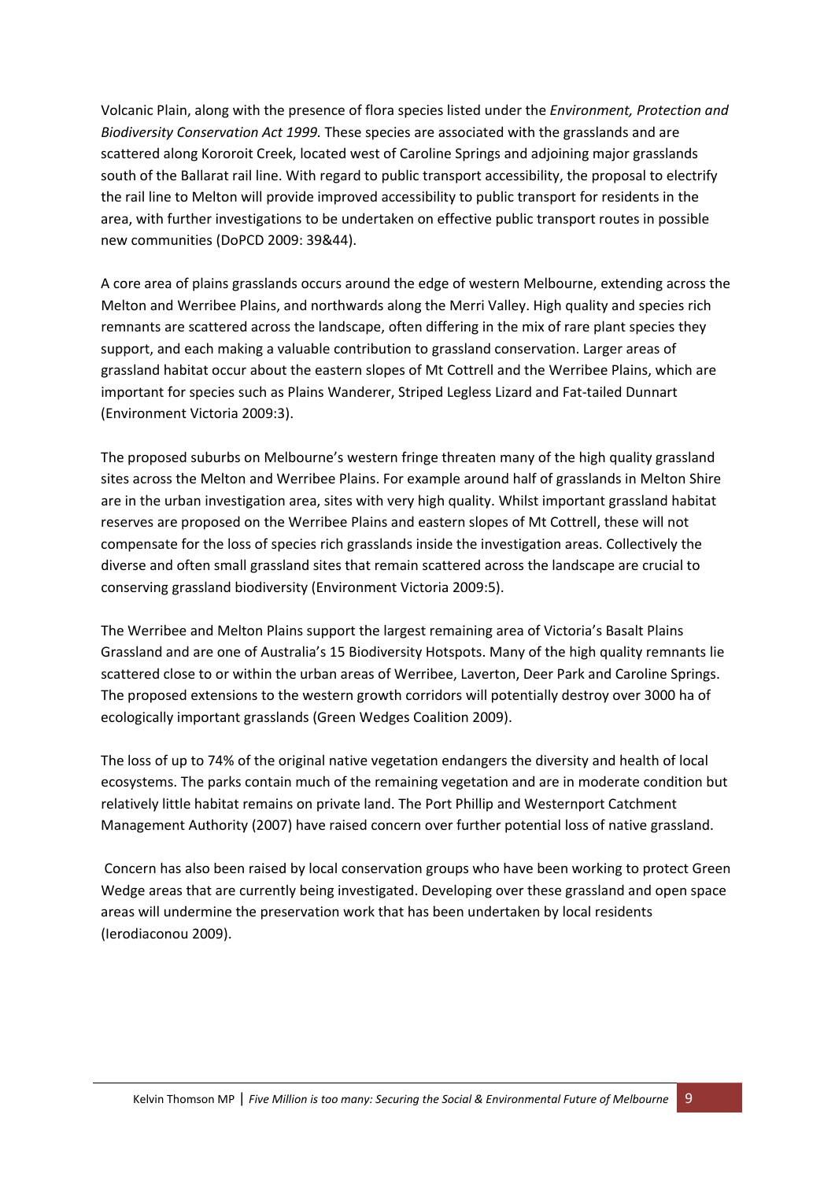Volcanic Plain, along with the presence of flora species listed under the *Environment, Protection and Biodiversity Conservation Act 1999.* These species are associated with the grasslands and are scattered along Kororoit Creek, located west of Caroline Springs and adjoining major grasslands south of the Ballarat rail line. With regard to public transport accessibility, the proposal to electrify the rail line to Melton will provide improved accessibility to public transport for residents in the area, with further investigations to be undertaken on effective public transport routes in possible new communities (DoPCD 2009: 39&44).

A core area of plains grasslands occurs around the edge of western Melbourne, extending across the Melton and Werribee Plains, and northwards along the Merri Valley. High quality and species rich remnants are scattered across the landscape, often differing in the mix of rare plant species they support, and each making a valuable contribution to grassland conservation. Larger areas of grassland habitat occur about the eastern slopes of Mt Cottrell and the Werribee Plains, which are important for species such as Plains Wanderer, Striped Legless Lizard and Fat-tailed Dunnart (Environment Victoria 2009:3).

The proposed suburbs on Melbourne's western fringe threaten many of the high quality grassland sites across the Melton and Werribee Plains. For example around half of grasslands in Melton Shire are in the urban investigation area, sites with very high quality. Whilst important grassland habitat reserves are proposed on the Werribee Plains and eastern slopes of Mt Cottrell, these will not compensate for the loss of species rich grasslands inside the investigation areas. Collectively the diverse and often small grassland sites that remain scattered across the landscape are crucial to conserving grassland biodiversity (Environment Victoria 2009:5).

The Werribee and Melton Plains support the largest remaining area of Victoria's Basalt Plains Grassland and are one of Australia's 15 Biodiversity Hotspots. Many of the high quality remnants lie scattered close to or within the urban areas of Werribee, Laverton, Deer Park and Caroline Springs. The proposed extensions to the western growth corridors will potentially destroy over 3000 ha of ecologically important grasslands (Green Wedges Coalition 2009).

The loss of up to 74% of the original native vegetation endangers the diversity and health of local ecosystems. The parks contain much of the remaining vegetation and are in moderate condition but relatively little habitat remains on private land. The Port Phillip and Westernport Catchment Management Authority (2007) have raised concern over further potential loss of native grassland.

Concern has also been raised by local conservation groups who have been working to protect Green Wedge areas that are currently being investigated. Developing over these grassland and open space areas will undermine the preservation work that has been undertaken by local residents (Ierodiaconou 2009).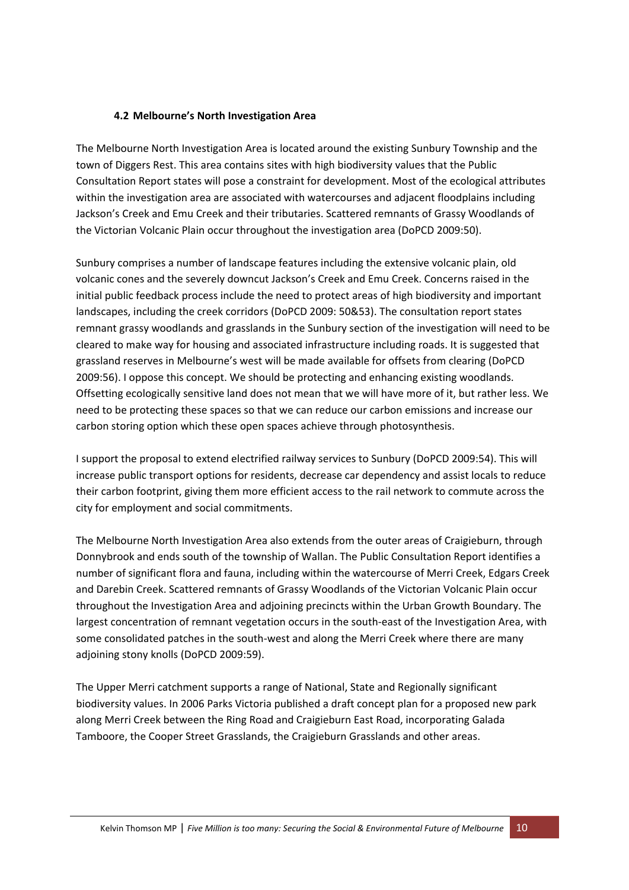### 4.2 Melbourne's North Investigation Area

The Melbourne North Investigation Area is located around the existing Sunbury Township and the town of Diggers Rest. This area contains sites with high biodiversity values that the Public Consultation Report states will pose a constraint for development. Most of the ecological attributes within the investigation area are associated with watercourses and adjacent floodplains including Jackson's Creek and Emu Creek and their tributaries. Scattered remnants of Grassy Woodlands of the Victorian Volcanic Plain occur throughout the investigation area (DoPCD 2009:50).

Sunbury comprises a number of landscape features including the extensive volcanic plain, old volcanic cones and the severely downcut Jackson's Creek and Emu Creek. Concerns raised in the initial public feedback process include the need to protect areas of high biodiversity and important landscapes, including the creek corridors (DoPCD 2009: 50&53). The consultation report states remnant grassy woodlands and grasslands in the Sunbury section of the investigation will need to be cleared to make way for housing and associated infrastructure including roads. It is suggested that grassland reserves in Melbourne's west will be made available for offsets from clearing (DoPCD 2009:56). I oppose this concept. We should be protecting and enhancing existing woodlands. Offsetting ecologically sensitive land does not mean that we will have more of it, but rather less. We need to be protecting these spaces so that we can reduce our carbon emissions and increase our carbon storing option which these open spaces achieve through photosynthesis.

I support the proposal to extend electrified railway services to Sunbury (DoPCD 2009:54). This will increase public transport options for residents, decrease car dependency and assist locals to reduce their carbon footprint, giving them more efficient access to the rail network to commute across the city for employment and social commitments.

The Melbourne North Investigation Area also extends from the outer areas of Craigieburn, through Donnybrook and ends south of the township of Wallan. The Public Consultation Report identifies a number of significant flora and fauna, including within the watercourse of Merri Creek, Edgars Creek and Darebin Creek. Scattered remnants of Grassy Woodlands of the Victorian Volcanic Plain occur throughout the Investigation Area and adjoining precincts within the Urban Growth Boundary. The largest concentration of remnant vegetation occurs in the south-east of the Investigation Area, with some consolidated patches in the south-west and along the Merri Creek where there are many adjoining stony knolls (DoPCD 2009:59).

The Upper Merri catchment supports a range of National, State and Regionally significant biodiversity values. In 2006 Parks Victoria published a draft concept plan for a proposed new park along Merri Creek between the Ring Road and Craigieburn East Road, incorporating Galada Tamboore, the Cooper Street Grasslands, the Craigieburn Grasslands and other areas.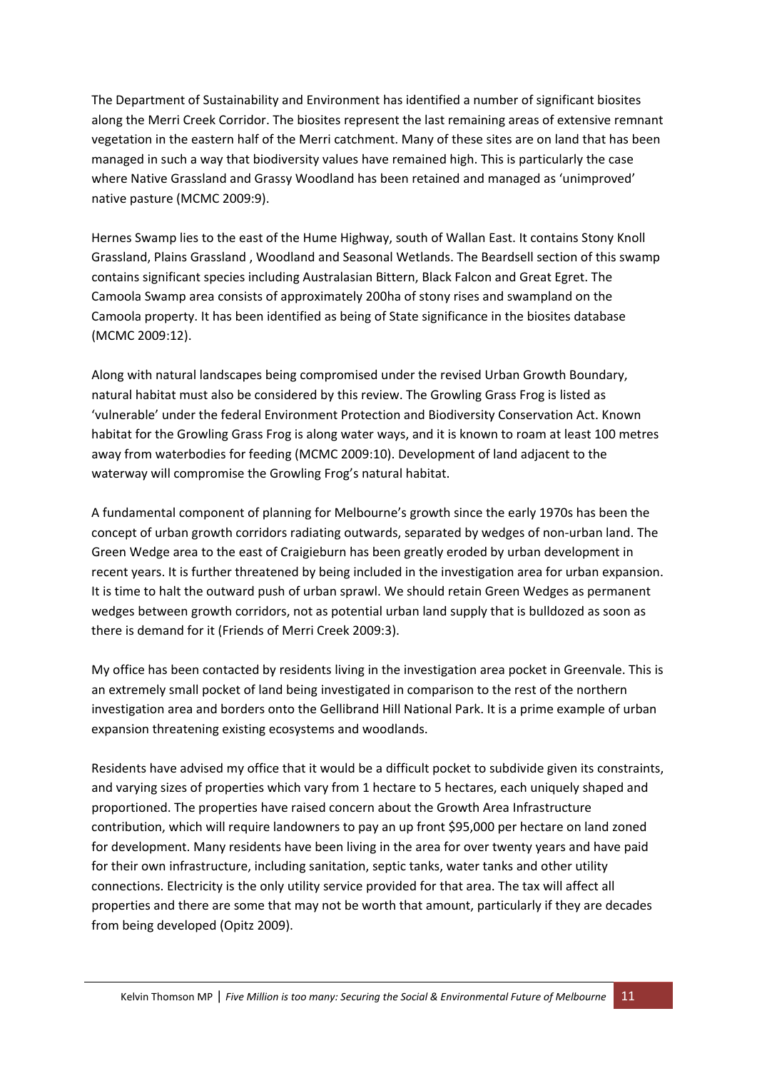The Department of Sustainability and Environment has identified a number of significant biosites along the Merri Creek Corridor. The biosites represent the last remaining areas of extensive remnant vegetation in the eastern half of the Merri catchment. Many of these sites are on land that has been managed in such a way that biodiversity values have remained high. This is particularly the case where Native Grassland and Grassy Woodland has been retained and managed as 'unimproved' native pasture (MCMC 2009:9).

Hernes Swamp lies to the east of the Hume Highway, south of Wallan East. It contains Stony Knoll Grassland, Plains Grassland , Woodland and Seasonal Wetlands. The Beardsell section of this swamp contains significant species including Australasian Bittern, Black Falcon and Great Egret. The Camoola Swamp area consists of approximately 200ha of stony rises and swampland on the Camoola property. It has been identified as being of State significance in the biosites database (MCMC 2009:12).

Along with natural landscapes being compromised under the revised Urban Growth Boundary, natural habitat must also be considered by this review. The Growling Grass Frog is listed as 'vulnerable' under the federal Environment Protection and Biodiversity Conservation Act. Known habitat for the Growling Grass Frog is along water ways, and it is known to roam at least 100 metres away from waterbodies for feeding (MCMC 2009:10). Development of land adjacent to the waterway will compromise the Growling Frog's natural habitat.

A fundamental component of planning for Melbourne's growth since the early 1970s has been the concept of urban growth corridors radiating outwards, separated by wedges of non-urban land. The Green Wedge area to the east of Craigieburn has been greatly eroded by urban development in recent years. It is further threatened by being included in the investigation area for urban expansion. It is time to halt the outward push of urban sprawl. We should retain Green Wedges as permanent wedges between growth corridors, not as potential urban land supply that is bulldozed as soon as there is demand for it (Friends of Merri Creek 2009:3).

My office has been contacted by residents living in the investigation area pocket in Greenvale. This is an extremely small pocket of land being investigated in comparison to the rest of the northern investigation area and borders onto the Gellibrand Hill National Park. It is a prime example of urban expansion threatening existing ecosystems and woodlands.

Residents have advised my office that it would be a difficult pocket to subdivide given its constraints, and varying sizes of properties which vary from 1 hectare to 5 hectares, each uniquely shaped and proportioned. The properties have raised concern about the Growth Area Infrastructure contribution, which will require landowners to pay an up front $95,000 per hectare on land zoned for development. Many residents have been living in the area for over twenty years and have paid for their own infrastructure, including sanitation, septic tanks, water tanks and other utility connections. Electricity is the only utility service provided for that area. The tax will affect all properties and there are some that may not be worth that amount, particularly if they are decades from being developed (Opitz 2009).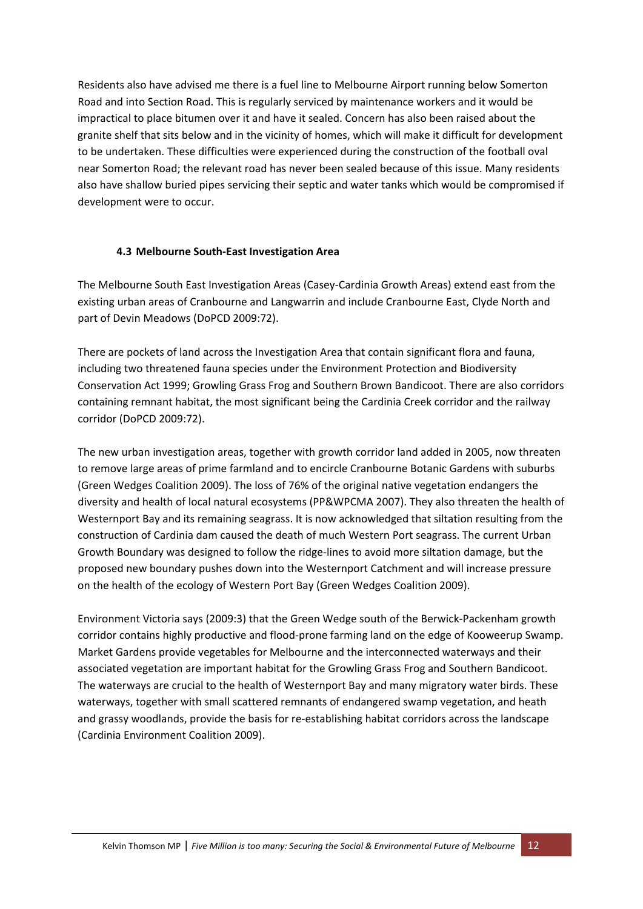Residents also have advised me there is a fuel line to Melbourne Airport running below Somerton Road and into Section Road. This is regularly serviced by maintenance workers and it would be impractical to place bitumen over it and have it sealed. Concern has also been raised about the granite shelf that sits below and in the vicinity of homes, which will make it difficult for development to be undertaken. These difficulties were experienced during the construction of the football oval near Somerton Road; the relevant road has never been sealed because of this issue. Many residents also have shallow buried pipes servicing their septic and water tanks which would be compromised if development were to occur.

### 4.3 Melbourne South-East Investigation Area

The Melbourne South East Investigation Areas (Casey-Cardinia Growth Areas) extend east from the existing urban areas of Cranbourne and Langwarrin and include Cranbourne East, Clyde North and part of Devin Meadows (DoPCD 2009:72).

There are pockets of land across the Investigation Area that contain significant flora and fauna, including two threatened fauna species under the Environment Protection and Biodiversity Conservation Act 1999; Growling Grass Frog and Southern Brown Bandicoot. There are also corridors containing remnant habitat, the most significant being the Cardinia Creek corridor and the railway corridor (DoPCD 2009:72).

The new urban investigation areas, together with growth corridor land added in 2005, now threaten to remove large areas of prime farmland and to encircle Cranbourne Botanic Gardens with suburbs (Green Wedges Coalition 2009). The loss of 76% of the original native vegetation endangers the diversity and health of local natural ecosystems (PP&WPCMA 2007). They also threaten the health of Westernport Bay and its remaining seagrass. It is now acknowledged that siltation resulting from the construction of Cardinia dam caused the death of much Western Port seagrass. The current Urban Growth Boundary was designed to follow the ridge-lines to avoid more siltation damage, but the proposed new boundary pushes down into the Westernport Catchment and will increase pressure on the health of the ecology of Western Port Bay (Green Wedges Coalition 2009).

Environment Victoria says (2009:3) that the Green Wedge south of the Berwick-Packenham growth corridor contains highly productive and flood-prone farming land on the edge of Kooweerup Swamp. Market Gardens provide vegetables for Melbourne and the interconnected waterways and their associated vegetation are important habitat for the Growling Grass Frog and Southern Bandicoot. The waterways are crucial to the health of Westernport Bay and many migratory water birds. These waterways, together with small scattered remnants of endangered swamp vegetation, and heath and grassy woodlands, provide the basis for re-establishing habitat corridors across the landscape (Cardinia Environment Coalition 2009).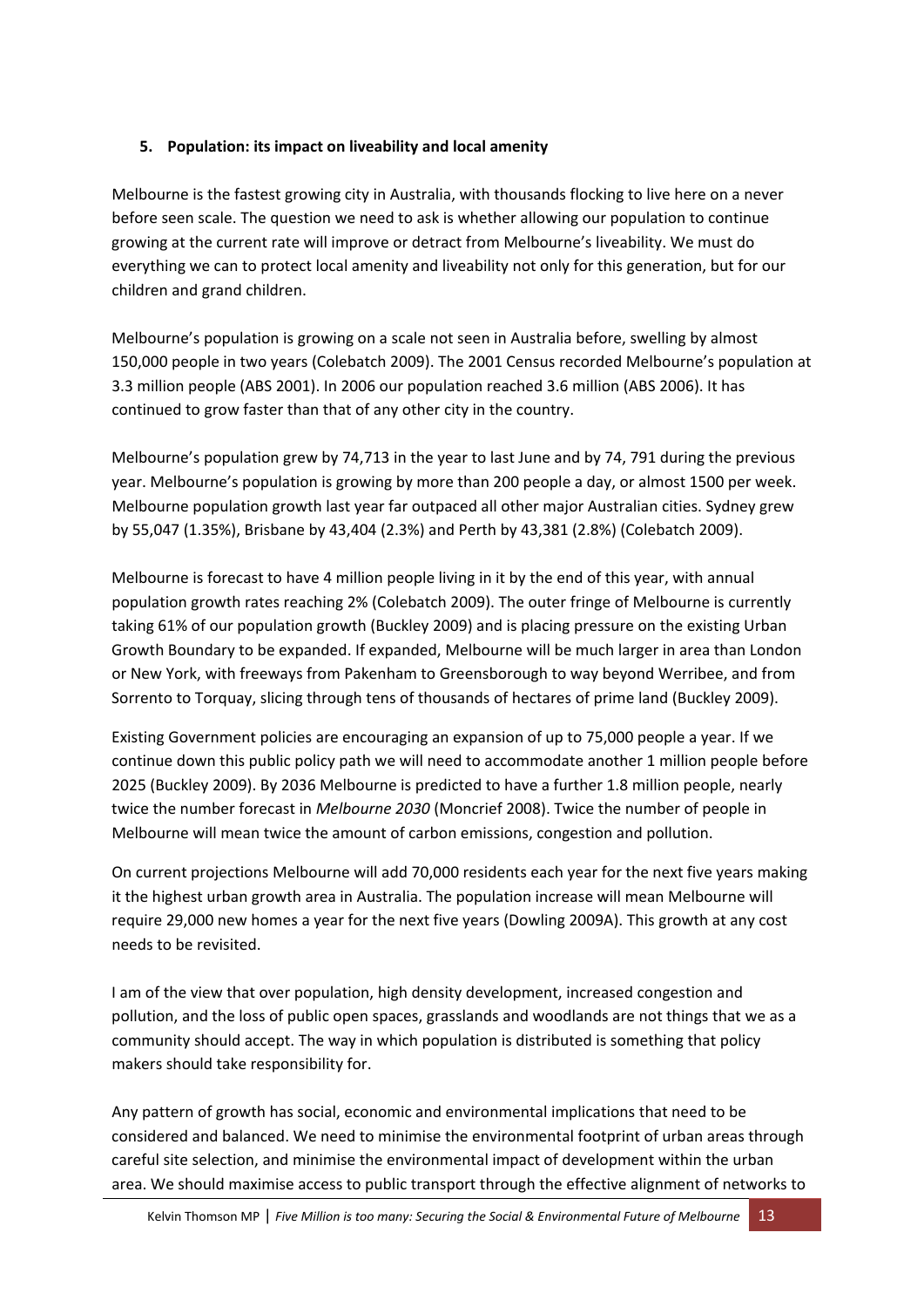## 5. Population: its impact on liveability and local amenity

Melbourne is the fastest growing city in Australia, with thousands flocking to live here on a never before seen scale. The question we need to ask is whether allowing our population to continue growing at the current rate will improve or detract from Melbourne's liveability. We must do everything we can to protect local amenity and liveability not only for this generation, but for our children and grand children.

Melbourne's population is growing on a scale not seen in Australia before, swelling by almost 150,000 people in two years (Colebatch 2009). The 2001 Census recorded Melbourne's population at 3.3 million people (ABS 2001). In 2006 our population reached 3.6 million (ABS 2006). It has continued to grow faster than that of any other city in the country.

Melbourne's population grew by 74,713 in the year to last June and by 74, 791 during the previous year. Melbourne's population is growing by more than 200 people a day, or almost 1500 per week. Melbourne population growth last year far outpaced all other major Australian cities. Sydney grew by 55,047 (1.35%), Brisbane by 43,404 (2.3%) and Perth by 43,381 (2.8%) (Colebatch 2009).

Melbourne is forecast to have 4 million people living in it by the end of this year, with annual population growth rates reaching 2% (Colebatch 2009). The outer fringe of Melbourne is currently taking 61% of our population growth (Buckley 2009) and is placing pressure on the existing Urban Growth Boundary to be expanded. If expanded, Melbourne will be much larger in area than London or New York, with freeways from Pakenham to Greensborough to way beyond Werribee, and from Sorrento to Torquay, slicing through tens of thousands of hectares of prime land (Buckley 2009).

Existing Government policies are encouraging an expansion of up to 75,000 people a year. If we continue down this public policy path we will need to accommodate another 1 million people before 2025 (Buckley 2009). By 2036 Melbourne is predicted to have a further 1.8 million people, nearly twice the number forecast in *Melbourne 2030* (Moncrief 2008). Twice the number of people in Melbourne will mean twice the amount of carbon emissions, congestion and pollution.

On current projections Melbourne will add 70,000 residents each year for the next five years making it the highest urban growth area in Australia. The population increase will mean Melbourne will require 29,000 new homes a year for the next five years (Dowling 2009A). This growth at any cost needs to be revisited.

I am of the view that over population, high density development, increased congestion and pollution, and the loss of public open spaces, grasslands and woodlands are not things that we as a community should accept. The way in which population is distributed is something that policy makers should take responsibility for.

Any pattern of growth has social, economic and environmental implications that need to be considered and balanced. We need to minimise the environmental footprint of urban areas through careful site selection, and minimise the environmental impact of development within the urban area. We should maximise access to public transport through the effective alignment of networks to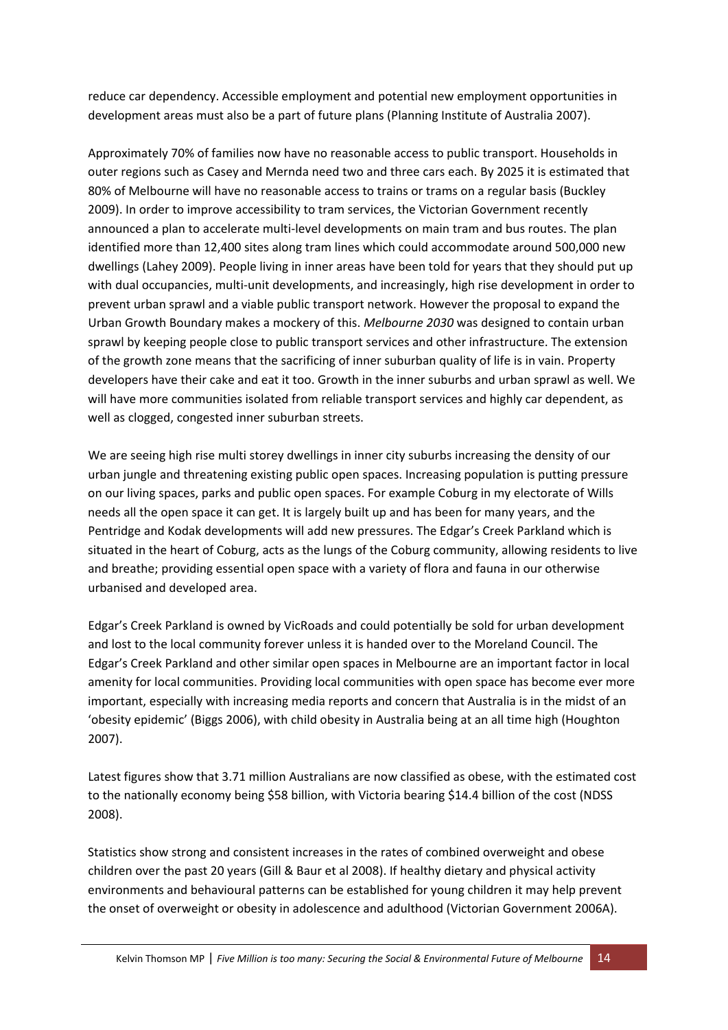reduce car dependency. Accessible employment and potential new employment opportunities in development areas must also be a part of future plans (Planning Institute of Australia 2007).

Approximately 70% of families now have no reasonable access to public transport. Households in outer regions such as Casey and Mernda need two and three cars each. By 2025 it is estimated that 80% of Melbourne will have no reasonable access to trains or trams on a regular basis (Buckley 2009). In order to improve accessibility to tram services, the Victorian Government recently announced a plan to accelerate multi-level developments on main tram and bus routes. The plan identified more than 12,400 sites along tram lines which could accommodate around 500,000 new dwellings (Lahey 2009). People living in inner areas have been told for years that they should put up with dual occupancies, multi-unit developments, and increasingly, high rise development in order to prevent urban sprawl and a viable public transport network. However the proposal to expand the Urban Growth Boundary makes a mockery of this. *Melbourne 2030* was designed to contain urban sprawl by keeping people close to public transport services and other infrastructure. The extension of the growth zone means that the sacrificing of inner suburban quality of life is in vain. Property developers have their cake and eat it too. Growth in the inner suburbs and urban sprawl as well. We will have more communities isolated from reliable transport services and highly car dependent, as well as clogged, congested inner suburban streets.

We are seeing high rise multi storey dwellings in inner city suburbs increasing the density of our urban jungle and threatening existing public open spaces. Increasing population is putting pressure on our living spaces, parks and public open spaces. For example Coburg in my electorate of Wills needs all the open space it can get. It is largely built up and has been for many years, and the Pentridge and Kodak developments will add new pressures. The Edgar's Creek Parkland which is situated in the heart of Coburg, acts as the lungs of the Coburg community, allowing residents to live and breathe; providing essential open space with a variety of flora and fauna in our otherwise urbanised and developed area.

Edgar's Creek Parkland is owned by VicRoads and could potentially be sold for urban development and lost to the local community forever unless it is handed over to the Moreland Council. The Edgar's Creek Parkland and other similar open spaces in Melbourne are an important factor in local amenity for local communities. Providing local communities with open space has become ever more important, especially with increasing media reports and concern that Australia is in the midst of an 'obesity epidemic' (Biggs 2006), with child obesity in Australia being at an all time high (Houghton 2007).

Latest figures show that 3.71 million Australians are now classified as obese, with the estimated cost to the nationally economy being $58 billion, with Victoria bearing $14.4 billion of the cost (NDSS 2008).

Statistics show strong and consistent increases in the rates of combined overweight and obese children over the past 20 years (Gill & Baur et al 2008). If healthy dietary and physical activity environments and behavioural patterns can be established for young children it may help prevent the onset of overweight or obesity in adolescence and adulthood (Victorian Government 2006A).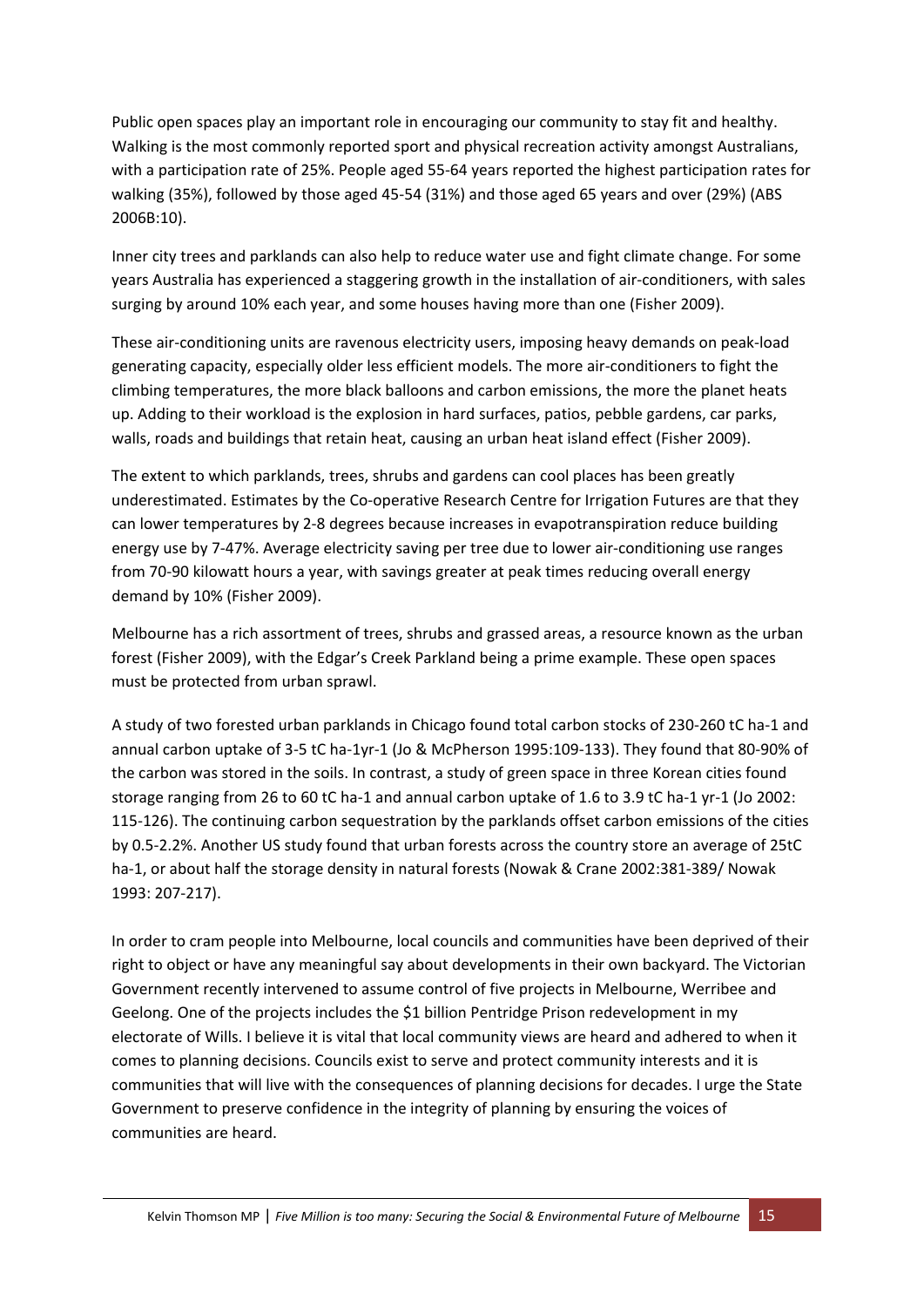Public open spaces play an important role in encouraging our community to stay fit and healthy. Walking is the most commonly reported sport and physical recreation activity amongst Australians, with a participation rate of 25%. People aged 55-64 years reported the highest participation rates for walking (35%), followed by those aged 45-54 (31%) and those aged 65 years and over (29%) (ABS 2006B:10).

Inner city trees and parklands can also help to reduce water use and fight climate change. For some years Australia has experienced a staggering growth in the installation of air-conditioners, with sales surging by around 10% each year, and some houses having more than one (Fisher 2009).

These air-conditioning units are ravenous electricity users, imposing heavy demands on peak-load generating capacity, especially older less efficient models. The more air-conditioners to fight the climbing temperatures, the more black balloons and carbon emissions, the more the planet heats up. Adding to their workload is the explosion in hard surfaces, patios, pebble gardens, car parks, walls, roads and buildings that retain heat, causing an urban heat island effect (Fisher 2009).

The extent to which parklands, trees, shrubs and gardens can cool places has been greatly underestimated. Estimates by the Co-operative Research Centre for Irrigation Futures are that they can lower temperatures by 2-8 degrees because increases in evapotranspiration reduce building energy use by 7-47%. Average electricity saving per tree due to lower air-conditioning use ranges from 70-90 kilowatt hours a year, with savings greater at peak times reducing overall energy demand by 10% (Fisher 2009).

Melbourne has a rich assortment of trees, shrubs and grassed areas, a resource known as the urban forest (Fisher 2009), with the Edgar's Creek Parkland being a prime example. These open spaces must be protected from urban sprawl.

A study of two forested urban parklands in Chicago found total carbon stocks of 230-260 tC ha-1 and annual carbon uptake of 3-5 tC ha-1yr-1 (Jo & McPherson 1995:109-133). They found that 80-90% of the carbon was stored in the soils. In contrast, a study of green space in three Korean cities found storage ranging from 26 to 60 tC ha-1 and annual carbon uptake of 1.6 to 3.9 tC ha-1 yr-1 (Jo 2002: 115-126). The continuing carbon sequestration by the parklands offset carbon emissions of the cities by 0.5-2.2%. Another US study found that urban forests across the country store an average of 25tC ha-1, or about half the storage density in natural forests (Nowak & Crane 2002:381-389/ Nowak 1993: 207-217).

In order to cram people into Melbourne, local councils and communities have been deprived of their right to object or have any meaningful say about developments in their own backyard. The Victorian Government recently intervened to assume control of five projects in Melbourne, Werribee and Geelong. One of the projects includes the $1 billion Pentridge Prison redevelopment in my electorate of Wills. I believe it is vital that local community views are heard and adhered to when it comes to planning decisions. Councils exist to serve and protect community interests and it is communities that will live with the consequences of planning decisions for decades. I urge the State Government to preserve confidence in the integrity of planning by ensuring the voices of communities are heard.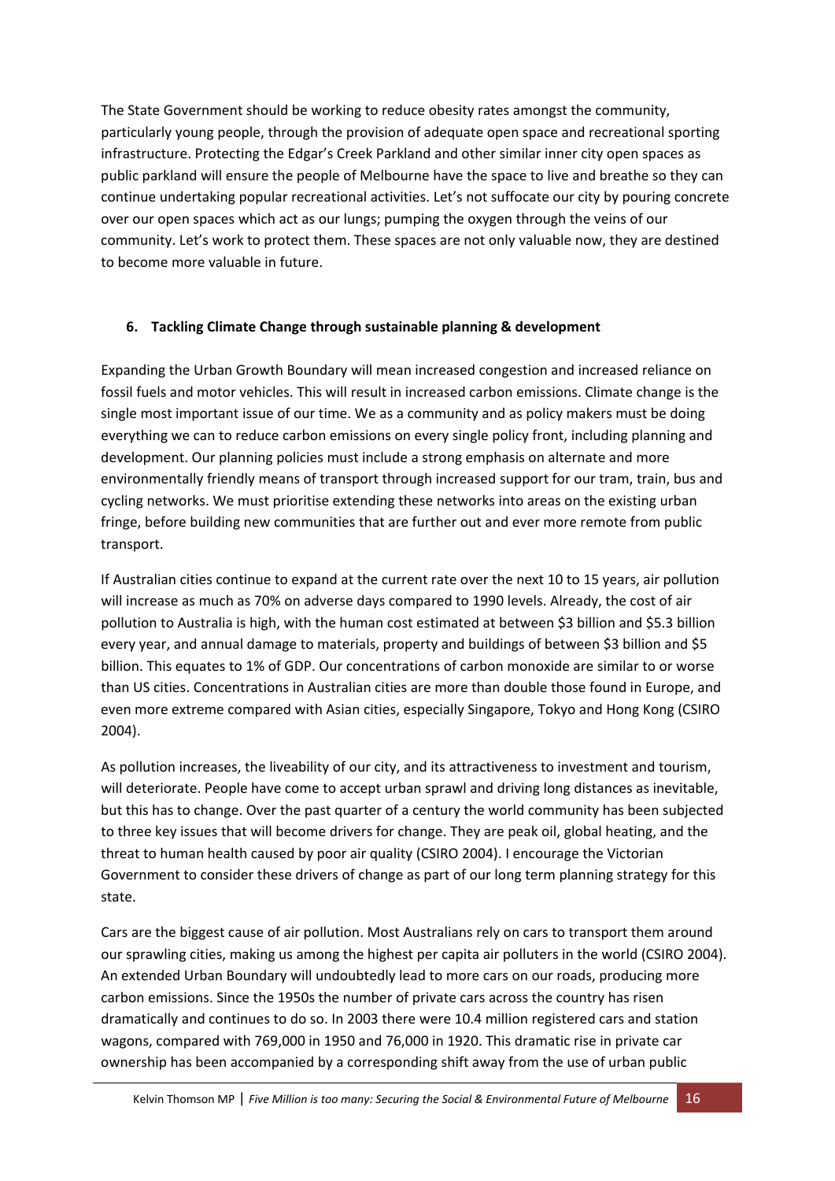The State Government should be working to reduce obesity rates amongst the community, particularly young people, through the provision of adequate open space and recreational sporting infrastructure. Protecting the Edgar's Creek Parkland and other similar inner city open spaces as public parkland will ensure the people of Melbourne have the space to live and breathe so they can continue undertaking popular recreational activities. Let's not suffocate our city by pouring concrete over our open spaces which act as our lungs; pumping the oxygen through the veins of our community. Let's work to protect them. These spaces are not only valuable now, they are destined to become more valuable in future.

## 6. Tackling Climate Change through sustainable planning & development

Expanding the Urban Growth Boundary will mean increased congestion and increased reliance on fossil fuels and motor vehicles. This will result in increased carbon emissions. Climate change is the single most important issue of our time. We as a community and as policy makers must be doing everything we can to reduce carbon emissions on every single policy front, including planning and development. Our planning policies must include a strong emphasis on alternate and more environmentally friendly means of transport through increased support for our tram, train, bus and cycling networks. We must prioritise extending these networks into areas on the existing urban fringe, before building new communities that are further out and ever more remote from public transport.

If Australian cities continue to expand at the current rate over the next 10 to 15 years, air pollution will increase as much as 70% on adverse days compared to 1990 levels. Already, the cost of air pollution to Australia is high, with the human cost estimated at between \$3 billion and \$5.3 billion every year, and annual damage to materials, property and buildings of between \$3 billion and \$5 billion. This equates to 1% of GDP. Our concentrations of carbon monoxide are similar to or worse than US cities. Concentrations in Australian cities are more than double those found in Europe, and even more extreme compared with Asian cities, especially Singapore, Tokyo and Hong Kong (CSIRO 2004).

As pollution increases, the liveability of our city, and its attractiveness to investment and tourism, will deteriorate. People have come to accept urban sprawl and driving long distances as inevitable, but this has to change. Over the past quarter of a century the world community has been subjected to three key issues that will become drivers for change. They are peak oil, global heating, and the threat to human health caused by poor air quality (CSIRO 2004). I encourage the Victorian Government to consider these drivers of change as part of our long term planning strategy for this state.

Cars are the biggest cause of air pollution. Most Australians rely on cars to transport them around our sprawling cities, making us among the highest per capita air polluters in the world (CSIRO 2004). An extended Urban Boundary will undoubtedly lead to more cars on our roads, producing more carbon emissions. Since the 1950s the number of private cars across the country has risen dramatically and continues to do so. In 2003 there were 10.4 million registered cars and station wagons, compared with 769,000 in 1950 and 76,000 in 1920. This dramatic rise in private car ownership has been accompanied by a corresponding shift away from the use of urban public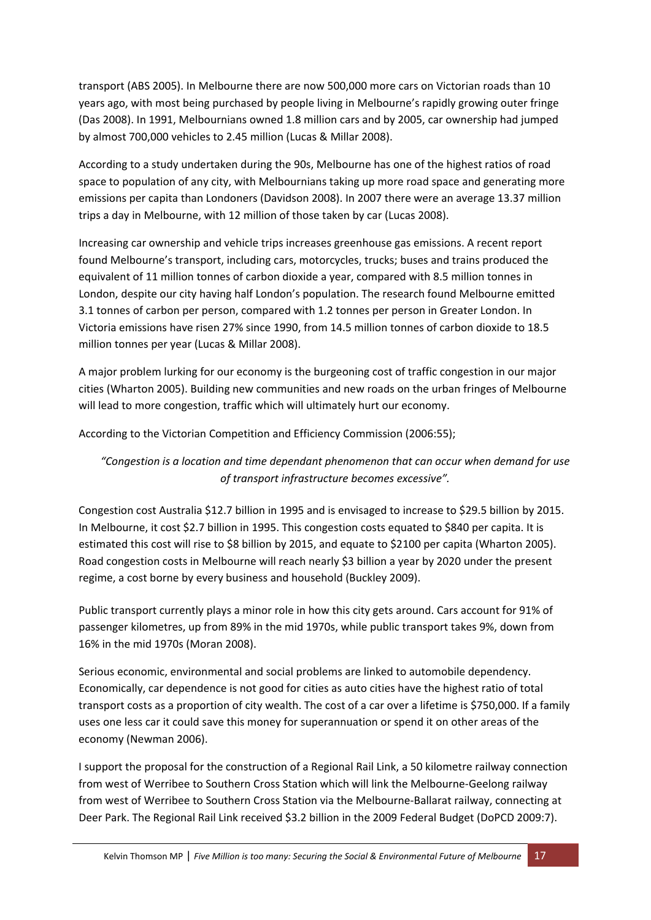transport (ABS 2005). In Melbourne there are now 500,000 more cars on Victorian roads than 10 years ago, with most being purchased by people living in Melbourne's rapidly growing outer fringe (Das 2008). In 1991, Melbournians owned 1.8 million cars and by 2005, car ownership had jumped by almost 700,000 vehicles to 2.45 million (Lucas & Millar 2008).

According to a study undertaken during the 90s, Melbourne has one of the highest ratios of road space to population of any city, with Melbournians taking up more road space and generating more emissions per capita than Londoners (Davidson 2008). In 2007 there were an average 13.37 million trips a day in Melbourne, with 12 million of those taken by car (Lucas 2008).

Increasing car ownership and vehicle trips increases greenhouse gas emissions. A recent report found Melbourne's transport, including cars, motorcycles, trucks; buses and trains produced the equivalent of 11 million tonnes of carbon dioxide a year, compared with 8.5 million tonnes in London, despite our city having half London's population. The research found Melbourne emitted 3.1 tonnes of carbon per person, compared with 1.2 tonnes per person in Greater London. In Victoria emissions have risen 27% since 1990, from 14.5 million tonnes of carbon dioxide to 18.5 million tonnes per year (Lucas & Millar 2008).

A major problem lurking for our economy is the burgeoning cost of traffic congestion in our major cities (Wharton 2005). Building new communities and new roads on the urban fringes of Melbourne will lead to more congestion, traffic which will ultimately hurt our economy.

According to the Victorian Competition and Efficiency Commission (2006:55);

*"Congestion is a location and time dependant phenomenon that can occur when demand for use of transport infrastructure becomes excessive".*

Congestion cost Australia $12.7 billion in 1995 and is envisaged to increase to $29.5 billion by 2015. In Melbourne, it cost $2.7 billion in 1995. This congestion costs equated to $840 per capita. It is estimated this cost will rise to $8 billion by 2015, and equate to $2100 per capita (Wharton 2005). Road congestion costs in Melbourne will reach nearly $3 billion a year by 2020 under the present regime, a cost borne by every business and household (Buckley 2009).

Public transport currently plays a minor role in how this city gets around. Cars account for 91% of passenger kilometres, up from 89% in the mid 1970s, while public transport takes 9%, down from 16% in the mid 1970s (Moran 2008).

Serious economic, environmental and social problems are linked to automobile dependency. Economically, car dependence is not good for cities as auto cities have the highest ratio of total transport costs as a proportion of city wealth. The cost of a car over a lifetime is $750,000. If a family uses one less car it could save this money for superannuation or spend it on other areas of the economy (Newman 2006).

I support the proposal for the construction of a Regional Rail Link, a 50 kilometre railway connection from west of Werribee to Southern Cross Station which will link the Melbourne-Geelong railway from west of Werribee to Southern Cross Station via the Melbourne-Ballarat railway, connecting at Deer Park. The Regional Rail Link received $3.2 billion in the 2009 Federal Budget (DoPCD 2009:7).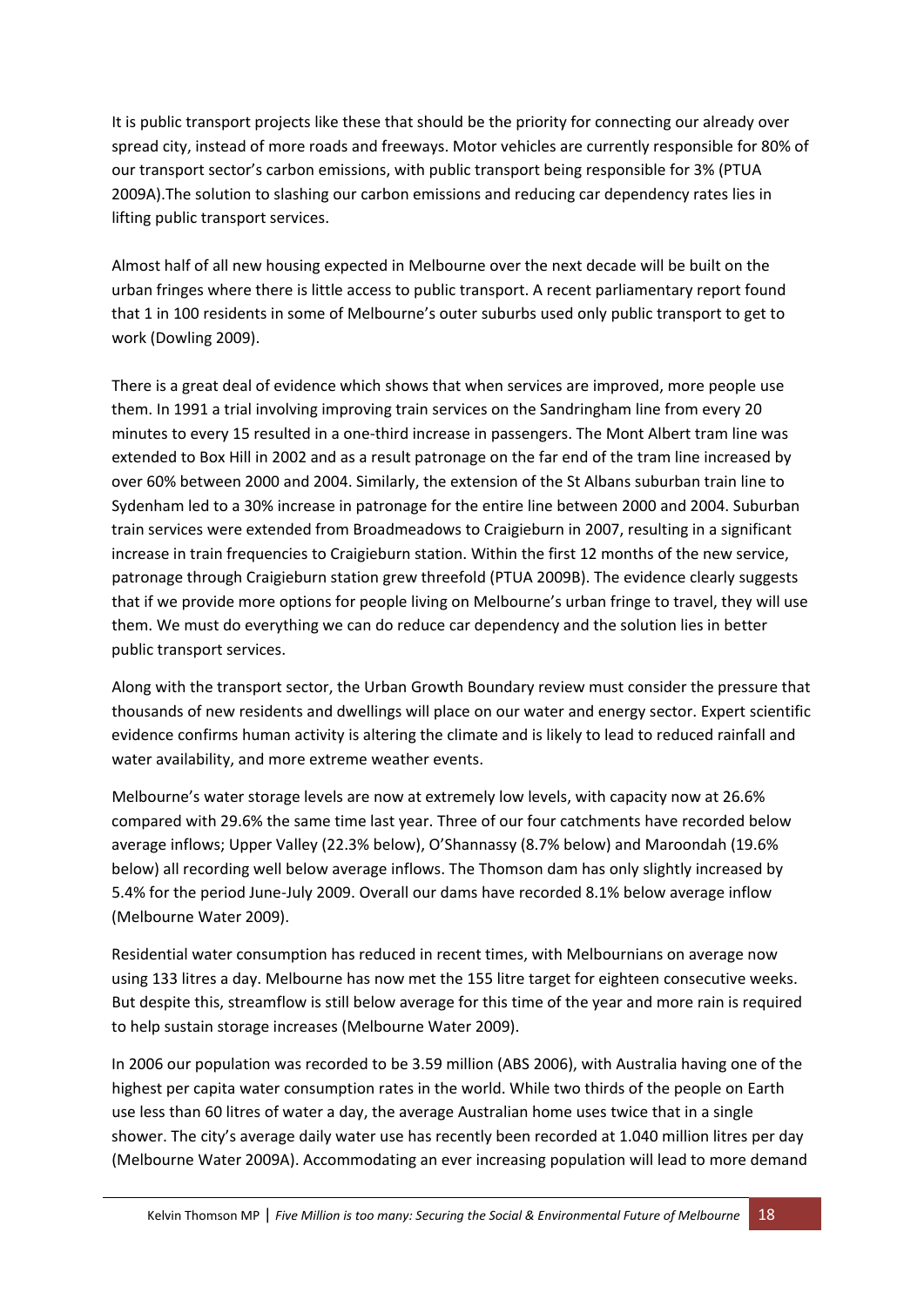It is public transport projects like these that should be the priority for connecting our already over spread city, instead of more roads and freeways. Motor vehicles are currently responsible for 80% of our transport sector's carbon emissions, with public transport being responsible for 3% (PTUA 2009A).The solution to slashing our carbon emissions and reducing car dependency rates lies in lifting public transport services.

Almost half of all new housing expected in Melbourne over the next decade will be built on the urban fringes where there is little access to public transport. A recent parliamentary report found that 1 in 100 residents in some of Melbourne's outer suburbs used only public transport to get to work (Dowling 2009).

There is a great deal of evidence which shows that when services are improved, more people use them. In 1991 a trial involving improving train services on the Sandringham line from every 20 minutes to every 15 resulted in a one-third increase in passengers. The Mont Albert tram line was extended to Box Hill in 2002 and as a result patronage on the far end of the tram line increased by over 60% between 2000 and 2004. Similarly, the extension of the St Albans suburban train line to Sydenham led to a 30% increase in patronage for the entire line between 2000 and 2004. Suburban train services were extended from Broadmeadows to Craigieburn in 2007, resulting in a significant increase in train frequencies to Craigieburn station. Within the first 12 months of the new service, patronage through Craigieburn station grew threefold (PTUA 2009B). The evidence clearly suggests that if we provide more options for people living on Melbourne's urban fringe to travel, they will use them. We must do everything we can do reduce car dependency and the solution lies in better public transport services.

Along with the transport sector, the Urban Growth Boundary review must consider the pressure that thousands of new residents and dwellings will place on our water and energy sector. Expert scientific evidence confirms human activity is altering the climate and is likely to lead to reduced rainfall and water availability, and more extreme weather events.

Melbourne's water storage levels are now at extremely low levels, with capacity now at 26.6% compared with 29.6% the same time last year. Three of our four catchments have recorded below average inflows; Upper Valley (22.3% below), O'Shannassy (8.7% below) and Maroondah (19.6% below) all recording well below average inflows. The Thomson dam has only slightly increased by 5.4% for the period June-July 2009. Overall our dams have recorded 8.1% below average inflow (Melbourne Water 2009).

Residential water consumption has reduced in recent times, with Melbournians on average now using 133 litres a day. Melbourne has now met the 155 litre target for eighteen consecutive weeks. But despite this, streamflow is still below average for this time of the year and more rain is required to help sustain storage increases (Melbourne Water 2009).

In 2006 our population was recorded to be 3.59 million (ABS 2006), with Australia having one of the highest per capita water consumption rates in the world. While two thirds of the people on Earth use less than 60 litres of water a day, the average Australian home uses twice that in a single shower. The city's average daily water use has recently been recorded at 1.040 million litres per day (Melbourne Water 2009A). Accommodating an ever increasing population will lead to more demand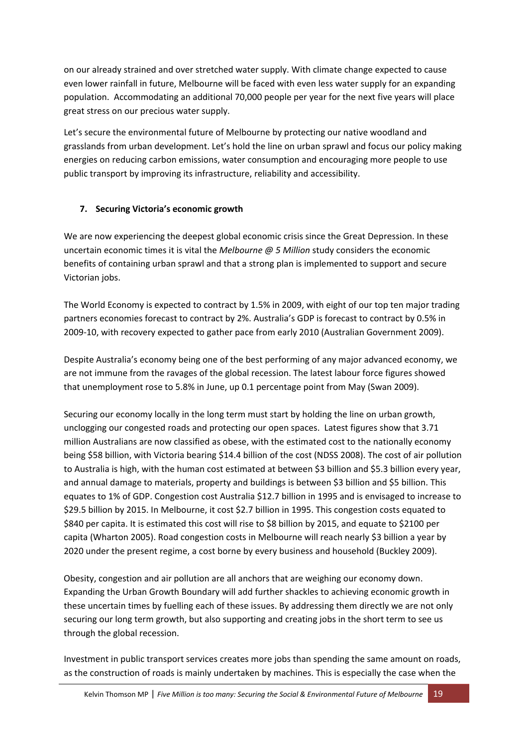on our already strained and over stretched water supply. With climate change expected to cause even lower rainfall in future, Melbourne will be faced with even less water supply for an expanding population. Accommodating an additional 70,000 people per year for the next five years will place great stress on our precious water supply.

Let's secure the environmental future of Melbourne by protecting our native woodland and grasslands from urban development. Let's hold the line on urban sprawl and focus our policy making energies on reducing carbon emissions, water consumption and encouraging more people to use public transport by improving its infrastructure, reliability and accessibility.

## 7. Securing Victoria's economic growth

We are now experiencing the deepest global economic crisis since the Great Depression. In these uncertain economic times it is vital the *Melbourne @ 5 Million* study considers the economic benefits of containing urban sprawl and that a strong plan is implemented to support and secure Victorian jobs.

The World Economy is expected to contract by 1.5% in 2009, with eight of our top ten major trading partners economies forecast to contract by 2%. Australia's GDP is forecast to contract by 0.5% in 2009-10, with recovery expected to gather pace from early 2010 (Australian Government 2009).

Despite Australia's economy being one of the best performing of any major advanced economy, we are not immune from the ravages of the global recession. The latest labour force figures showed that unemployment rose to 5.8% in June, up 0.1 percentage point from May (Swan 2009).

Securing our economy locally in the long term must start by holding the line on urban growth, unclogging our congested roads and protecting our open spaces. Latest figures show that 3.71 million Australians are now classified as obese, with the estimated cost to the nationally economy being $58 billion, with Victoria bearing $14.4 billion of the cost (NDSS 2008). The cost of air pollution to Australia is high, with the human cost estimated at between $3 billion and $5.3 billion every year, and annual damage to materials, property and buildings is between $3 billion and $5 billion. This equates to 1% of GDP. Congestion cost Australia $12.7 billion in 1995 and is envisaged to increase to $29.5 billion by 2015. In Melbourne, it cost $2.7 billion in 1995. This congestion costs equated to $840 per capita. It is estimated this cost will rise to $8 billion by 2015, and equate to $2100 per capita (Wharton 2005). Road congestion costs in Melbourne will reach nearly $3 billion a year by 2020 under the present regime, a cost borne by every business and household (Buckley 2009).

Obesity, congestion and air pollution are all anchors that are weighing our economy down. Expanding the Urban Growth Boundary will add further shackles to achieving economic growth in these uncertain times by fuelling each of these issues. By addressing them directly we are not only securing our long term growth, but also supporting and creating jobs in the short term to see us through the global recession.

Investment in public transport services creates more jobs than spending the same amount on roads, as the construction of roads is mainly undertaken by machines. This is especially the case when the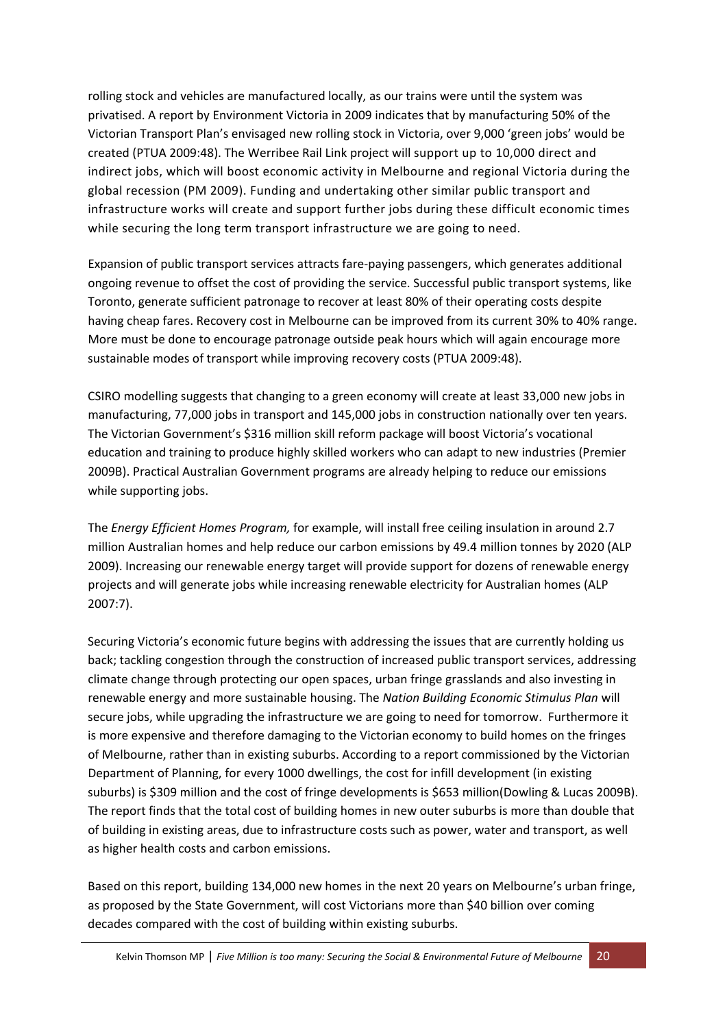rolling stock and vehicles are manufactured locally, as our trains were until the system was privatised. A report by Environment Victoria in 2009 indicates that by manufacturing 50% of the Victorian Transport Plan's envisaged new rolling stock in Victoria, over 9,000 'green jobs' would be created (PTUA 2009:48). The Werribee Rail Link project will support up to 10,000 direct and indirect jobs, which will boost economic activity in Melbourne and regional Victoria during the global recession (PM 2009). Funding and undertaking other similar public transport and infrastructure works will create and support further jobs during these difficult economic times while securing the long term transport infrastructure we are going to need.

Expansion of public transport services attracts fare-paying passengers, which generates additional ongoing revenue to offset the cost of providing the service. Successful public transport systems, like Toronto, generate sufficient patronage to recover at least 80% of their operating costs despite having cheap fares. Recovery cost in Melbourne can be improved from its current 30% to 40% range. More must be done to encourage patronage outside peak hours which will again encourage more sustainable modes of transport while improving recovery costs (PTUA 2009:48).

CSIRO modelling suggests that changing to a green economy will create at least 33,000 new jobs in manufacturing, 77,000 jobs in transport and 145,000 jobs in construction nationally over ten years. The Victorian Government's $316 million skill reform package will boost Victoria's vocational education and training to produce highly skilled workers who can adapt to new industries (Premier 2009B). Practical Australian Government programs are already helping to reduce our emissions while supporting jobs.

The *Energy Efficient Homes Program,* for example, will install free ceiling insulation in around 2.7 million Australian homes and help reduce our carbon emissions by 49.4 million tonnes by 2020 (ALP 2009). Increasing our renewable energy target will provide support for dozens of renewable energy projects and will generate jobs while increasing renewable electricity for Australian homes (ALP 2007:7).

Securing Victoria's economic future begins with addressing the issues that are currently holding us back; tackling congestion through the construction of increased public transport services, addressing climate change through protecting our open spaces, urban fringe grasslands and also investing in renewable energy and more sustainable housing. The *Nation Building Economic Stimulus Plan* will secure jobs, while upgrading the infrastructure we are going to need for tomorrow. Furthermore it is more expensive and therefore damaging to the Victorian economy to build homes on the fringes of Melbourne, rather than in existing suburbs. According to a report commissioned by the Victorian Department of Planning, for every 1000 dwellings, the cost for infill development (in existing suburbs) is $309 million and the cost of fringe developments is $653 million(Dowling & Lucas 2009B). The report finds that the total cost of building homes in new outer suburbs is more than double that of building in existing areas, due to infrastructure costs such as power, water and transport, as well as higher health costs and carbon emissions.

Based on this report, building 134,000 new homes in the next 20 years on Melbourne's urban fringe, as proposed by the State Government, will cost Victorians more than $40 billion over coming decades compared with the cost of building within existing suburbs.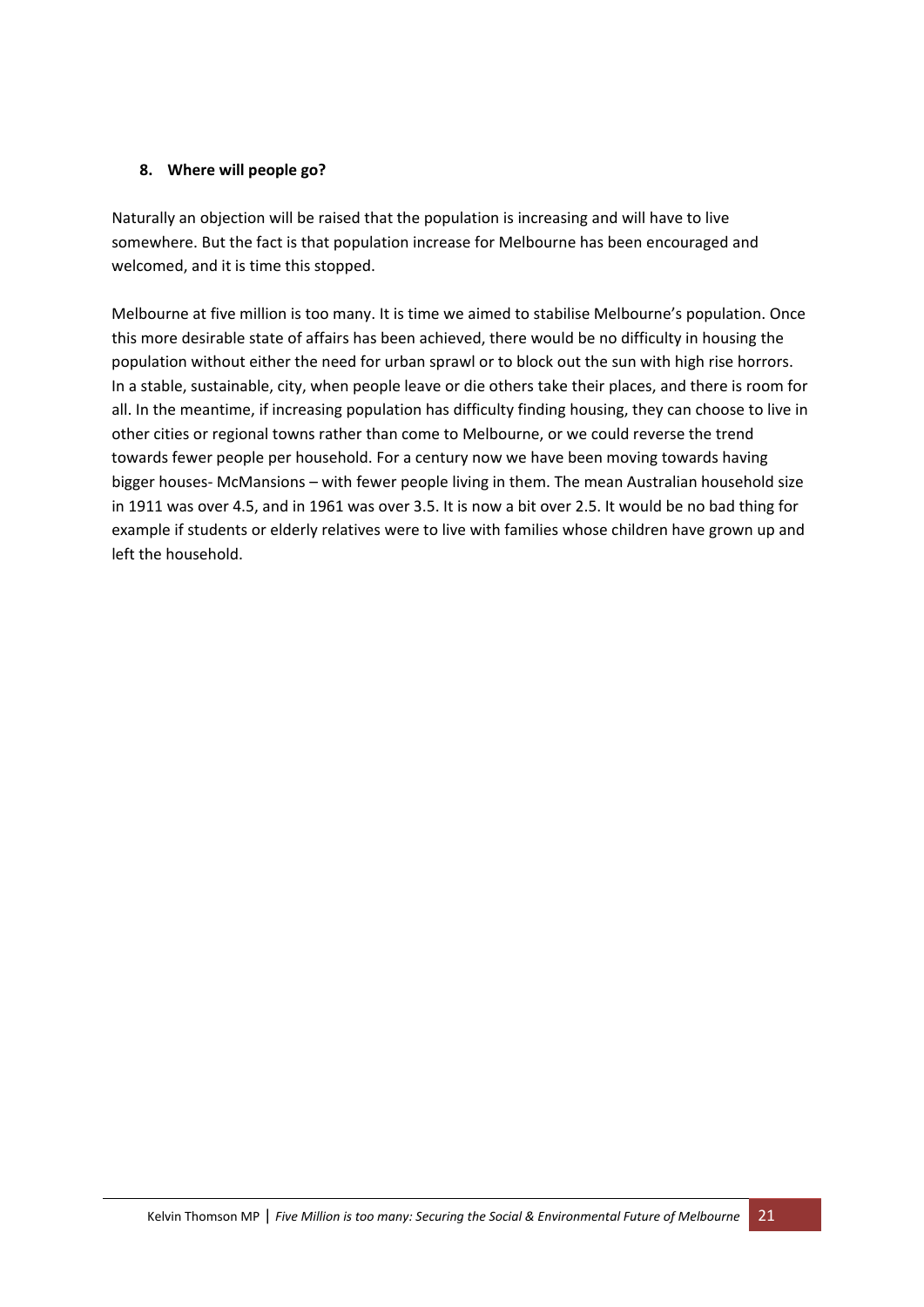## 8. Where will people go?

Naturally an objection will be raised that the population is increasing and will have to live somewhere. But the fact is that population increase for Melbourne has been encouraged and welcomed, and it is time this stopped.

Melbourne at five million is too many. It is time we aimed to stabilise Melbourne's population. Once this more desirable state of affairs has been achieved, there would be no difficulty in housing the population without either the need for urban sprawl or to block out the sun with high rise horrors. In a stable, sustainable, city, when people leave or die others take their places, and there is room for all. In the meantime, if increasing population has difficulty finding housing, they can choose to live in other cities or regional towns rather than come to Melbourne, or we could reverse the trend towards fewer people per household. For a century now we have been moving towards having bigger houses- McMansions – with fewer people living in them. The mean Australian household size in 1911 was over 4.5, and in 1961 was over 3.5. It is now a bit over 2.5. It would be no bad thing for example if students or elderly relatives were to live with families whose children have grown up and left the household.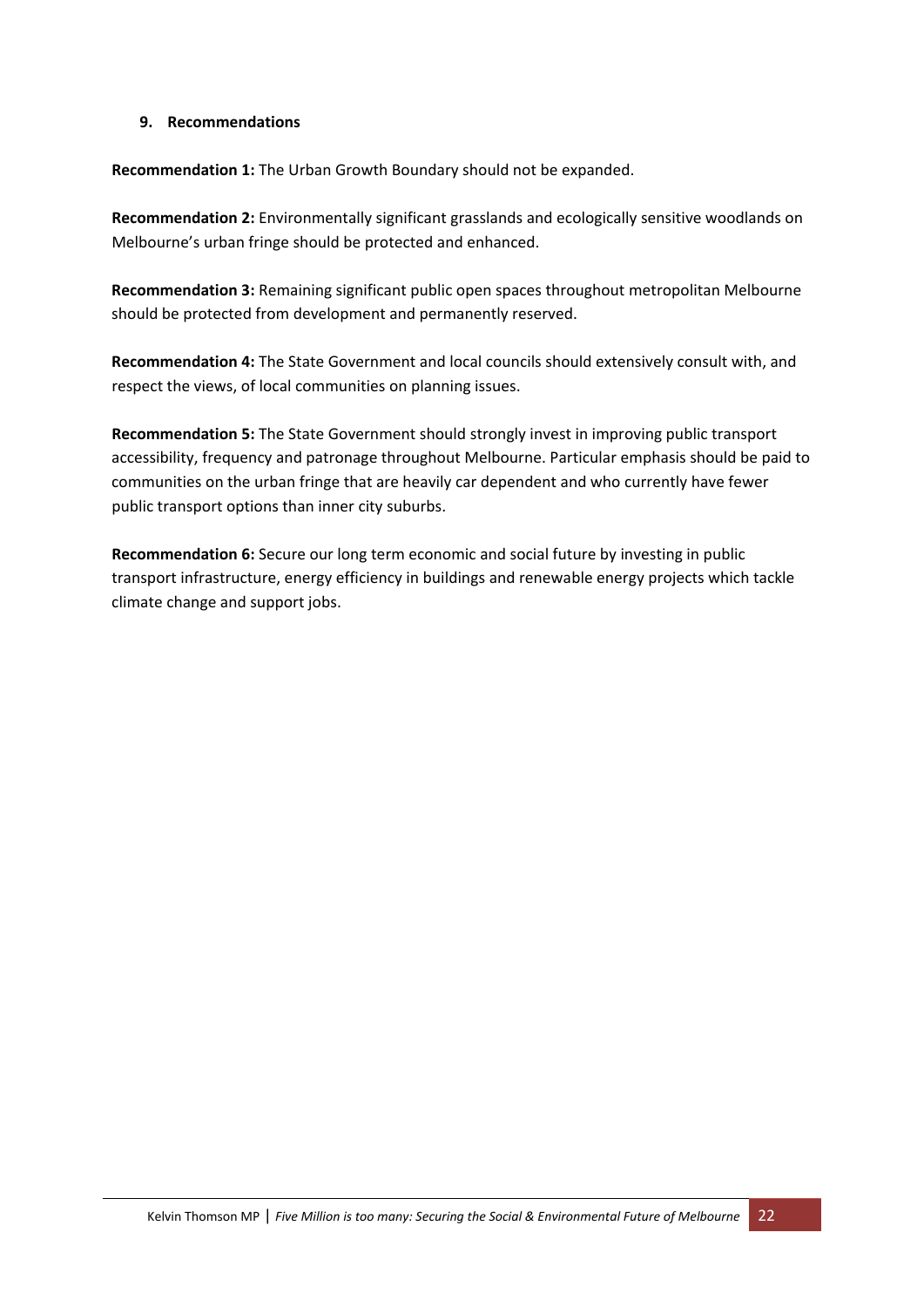## 9. Recommendations

**Recommendation 1:** The Urban Growth Boundary should not be expanded.

**Recommendation 2:** Environmentally significant grasslands and ecologically sensitive woodlands on Melbourne's urban fringe should be protected and enhanced.

**Recommendation 3:** Remaining significant public open spaces throughout metropolitan Melbourne should be protected from development and permanently reserved.

**Recommendation 4:** The State Government and local councils should extensively consult with, and respect the views, of local communities on planning issues.

**Recommendation 5:** The State Government should strongly invest in improving public transport accessibility, frequency and patronage throughout Melbourne. Particular emphasis should be paid to communities on the urban fringe that are heavily car dependent and who currently have fewer public transport options than inner city suburbs.

**Recommendation 6:** Secure our long term economic and social future by investing in public transport infrastructure, energy efficiency in buildings and renewable energy projects which tackle climate change and support jobs.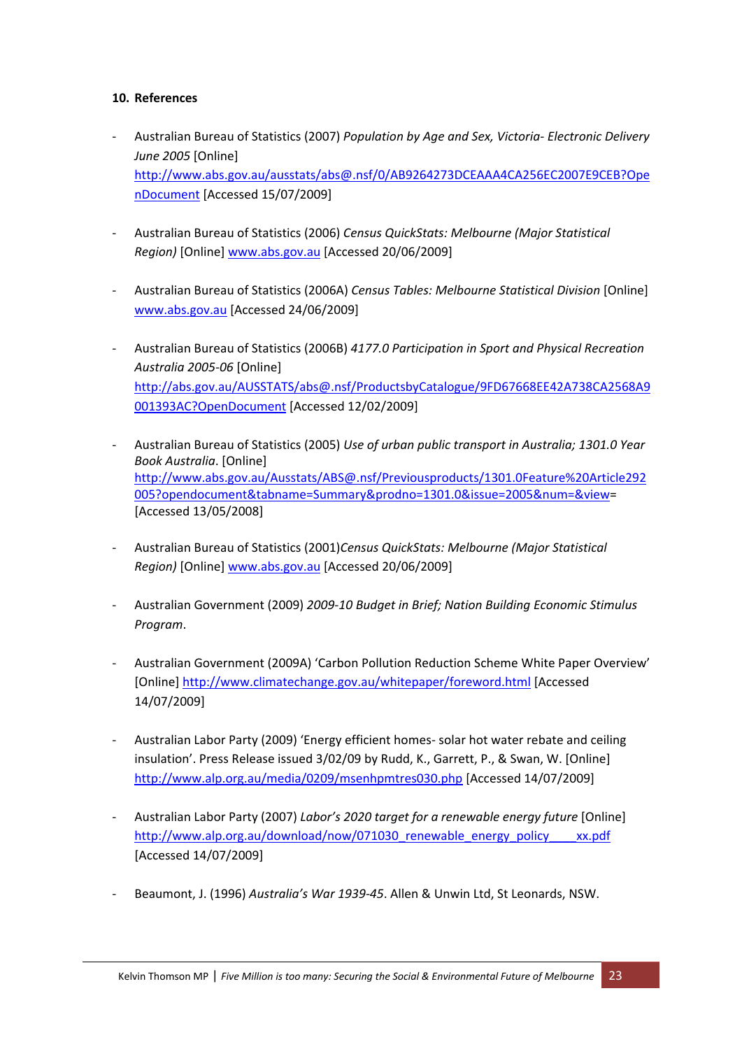## 10. References

- Australian Bureau of Statistics (2007) *Population by Age and Sex, Victoria- Electronic Delivery June 2005* [Online] http://www.abs.gov.au/ausstats/abs@.nsf/0/AB9264273DCEAAA4CA256EC2007E9CEB?OpenDocument [Accessed 15/07/2009]

- Australian Bureau of Statistics (2006) *Census QuickStats: Melbourne (Major Statistical Region)* [Online] www.abs.gov.au [Accessed 20/06/2009]

- Australian Bureau of Statistics (2006A) *Census Tables: Melbourne Statistical Division* [Online] www.abs.gov.au [Accessed 24/06/2009]

- Australian Bureau of Statistics (2006B) *4177.0 Participation in Sport and Physical Recreation Australia 2005-06* [Online] http://abs.gov.au/AUSSTATS/abs@.nsf/ProductsbyCatalogue/9FD67668EE42A738CA2568A9001393AC?OpenDocument [Accessed 12/02/2009]

- Australian Bureau of Statistics (2005) *Use of urban public transport in Australia; 1301.0 Year Book Australia*. [Online] http://www.abs.gov.au/Ausstats/ABS@.nsf/Previousproducts/1301.0Feature%20Article292005?opendocument&tabname=Summary&prodno=1301.0&issue=2005&num=&view= [Accessed 13/05/2008]

- Australian Bureau of Statistics (2001)*Census QuickStats: Melbourne (Major Statistical Region)* [Online] www.abs.gov.au [Accessed 20/06/2009]

- Australian Government (2009) *2009-10 Budget in Brief; Nation Building Economic Stimulus Program*.

- Australian Government (2009A) 'Carbon Pollution Reduction Scheme White Paper Overview' [Online] http://www.climatechange.gov.au/whitepaper/foreword.html [Accessed 14/07/2009]

- Australian Labor Party (2009) 'Energy efficient homes- solar hot water rebate and ceiling insulation'. Press Release issued 3/02/09 by Rudd, K., Garrett, P., & Swan, W. [Online] http://www.alp.org.au/media/0209/msenhpmtres030.php [Accessed 14/07/2009]

- Australian Labor Party (2007) *Labor's 2020 target for a renewable energy future* [Online] http://www.alp.org.au/download/now/071030_renewable_energy_policy____xx.pdf [Accessed 14/07/2009]

- Beaumont, J. (1996) *Australia's War 1939-45*. Allen & Unwin Ltd, St Leonards, NSW.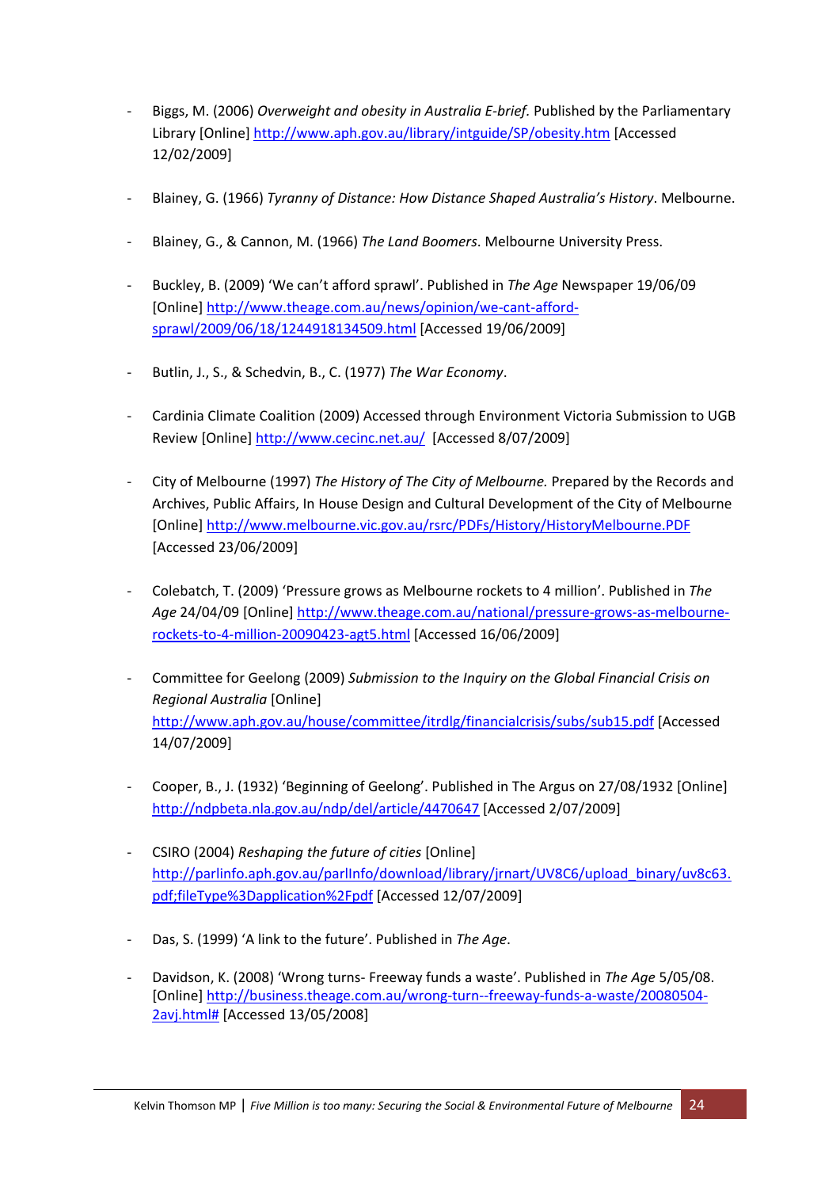- Biggs, M. (2006) *Overweight and obesity in Australia E-brief.* Published by the Parliamentary Library [Online] http://www.aph.gov.au/library/intguide/SP/obesity.htm [Accessed 12/02/2009]

- Blainey, G. (1966) *Tyranny of Distance: How Distance Shaped Australia's History*. Melbourne.

- Blainey, G., & Cannon, M. (1966) *The Land Boomers*. Melbourne University Press.

- Buckley, B. (2009) 'We can't afford sprawl'. Published in *The Age* Newspaper 19/06/09 [Online] http://www.theage.com.au/news/opinion/we-cant-afford-sprawl/2009/06/18/1244918134509.html [Accessed 19/06/2009]

- Butlin, J., S., & Schedvin, B., C. (1977) *The War Economy*.

- Cardinia Climate Coalition (2009) Accessed through Environment Victoria Submission to UGB Review [Online] http://www.cecinc.net.au/ [Accessed 8/07/2009]

- City of Melbourne (1997) *The History of The City of Melbourne.* Prepared by the Records and Archives, Public Affairs, In House Design and Cultural Development of the City of Melbourne [Online] http://www.melbourne.vic.gov.au/rsrc/PDFs/History/HistoryMelbourne.PDF [Accessed 23/06/2009]

- Colebatch, T. (2009) 'Pressure grows as Melbourne rockets to 4 million'. Published in *The Age* 24/04/09 [Online] http://www.theage.com.au/national/pressure-grows-as-melbourne-rockets-to-4-million-20090423-agt5.html [Accessed 16/06/2009]

- Committee for Geelong (2009) *Submission to the Inquiry on the Global Financial Crisis on Regional Australia* [Online] http://www.aph.gov.au/house/committee/itrdlg/financialcrisis/subs/sub15.pdf [Accessed 14/07/2009]

- Cooper, B., J. (1932) 'Beginning of Geelong'. Published in The Argus on 27/08/1932 [Online] http://ndpbeta.nla.gov.au/ndp/del/article/4470647 [Accessed 2/07/2009]

- CSIRO (2004) *Reshaping the future of cities* [Online] http://parlinfo.aph.gov.au/parlInfo/download/library/jrnart/UV8C6/upload_binary/uv8c63.pdf;fileType%3Dapplication%2Fpdf [Accessed 12/07/2009]

- Das, S. (1999) 'A link to the future'. Published in *The Age*.

- Davidson, K. (2008) 'Wrong turns- Freeway funds a waste'. Published in *The Age* 5/05/08. [Online] http://business.theage.com.au/wrong-turn--freeway-funds-a-waste/20080504-2avj.html# [Accessed 13/05/2008]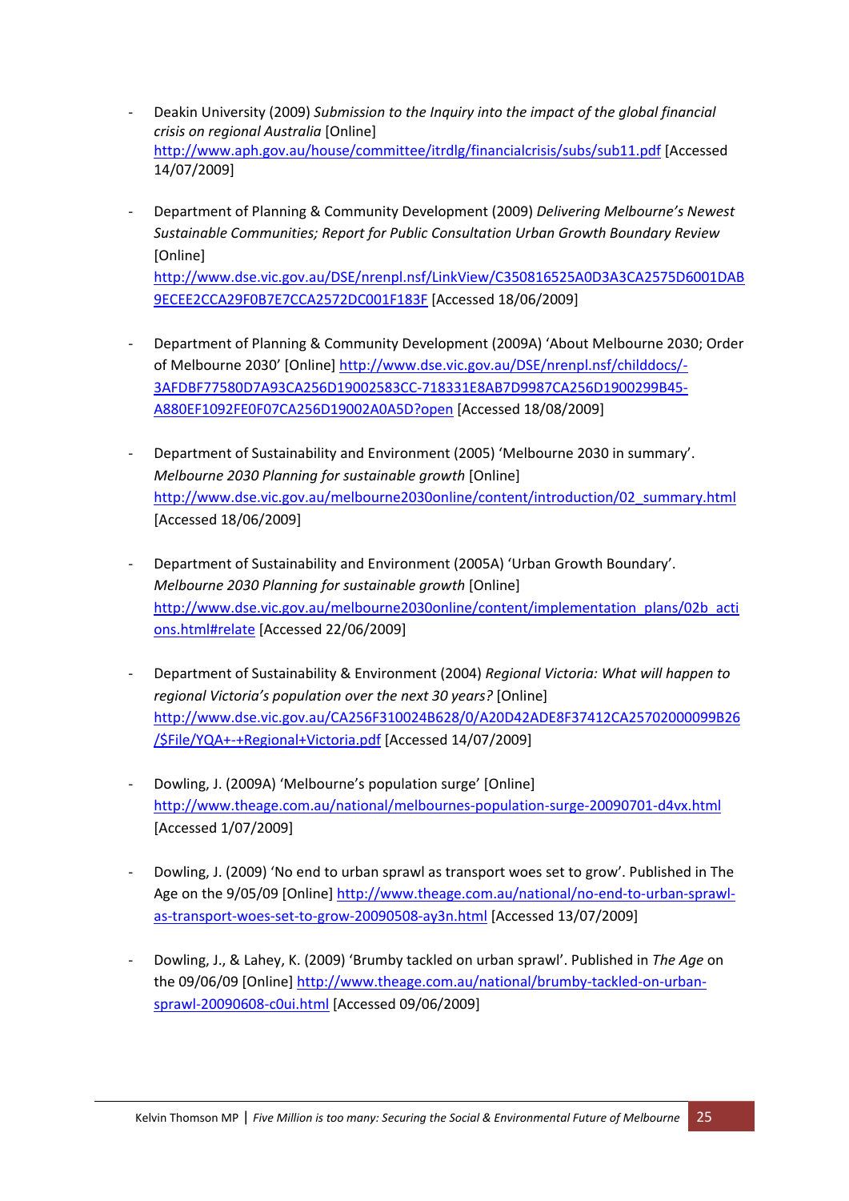- Deakin University (2009) *Submission to the Inquiry into the impact of the global financial crisis on regional Australia* [Online] http://www.aph.gov.au/house/committee/itrdlg/financialcrisis/subs/sub11.pdf [Accessed 14/07/2009]

- Department of Planning & Community Development (2009) *Delivering Melbourne's Newest Sustainable Communities; Report for Public Consultation Urban Growth Boundary Review* [Online] http://www.dse.vic.gov.au/DSE/nrenpl.nsf/LinkView/C350816525A0D3A3CA2575D6001DAB9ECEE2CCA29F0B7E7CCA2572DC001F183F [Accessed 18/06/2009]

- Department of Planning & Community Development (2009A) 'About Melbourne 2030; Order of Melbourne 2030' [Online] http://www.dse.vic.gov.au/DSE/nrenpl.nsf/childdocs/-3AFDBF77580D7A93CA256D19002583CC-718331E8AB7D9987CA256D1900299B45-A880EF1092FE0F07CA256D19002A0A5D?open [Accessed 18/08/2009]

- Department of Sustainability and Environment (2005) 'Melbourne 2030 in summary'. *Melbourne 2030 Planning for sustainable growth* [Online] http://www.dse.vic.gov.au/melbourne2030online/content/introduction/02_summary.html [Accessed 18/06/2009]

- Department of Sustainability and Environment (2005A) 'Urban Growth Boundary'. *Melbourne 2030 Planning for sustainable growth* [Online] http://www.dse.vic.gov.au/melbourne2030online/content/implementation_plans/02b_actions.html#relate [Accessed 22/06/2009]

- Department of Sustainability & Environment (2004) *Regional Victoria: What will happen to regional Victoria's population over the next 30 years?* [Online] http://www.dse.vic.gov.au/CA256F310024B628/0/A20D42ADE8F37412CA25702000099B26/$File/YQA+-+Regional+Victoria.pdf [Accessed 14/07/2009]

- Dowling, J. (2009A) 'Melbourne's population surge' [Online] http://www.theage.com.au/national/melbournes-population-surge-20090701-d4vx.html [Accessed 1/07/2009]

- Dowling, J. (2009) 'No end to urban sprawl as transport woes set to grow'. Published in The Age on the 9/05/09 [Online] http://www.theage.com.au/national/no-end-to-urban-sprawl-as-transport-woes-set-to-grow-20090508-ay3n.html [Accessed 13/07/2009]

- Dowling, J., & Lahey, K. (2009) 'Brumby tackled on urban sprawl'. Published in *The Age* on the 09/06/09 [Online] http://www.theage.com.au/national/brumby-tackled-on-urban-sprawl-20090608-c0ui.html [Accessed 09/06/2009]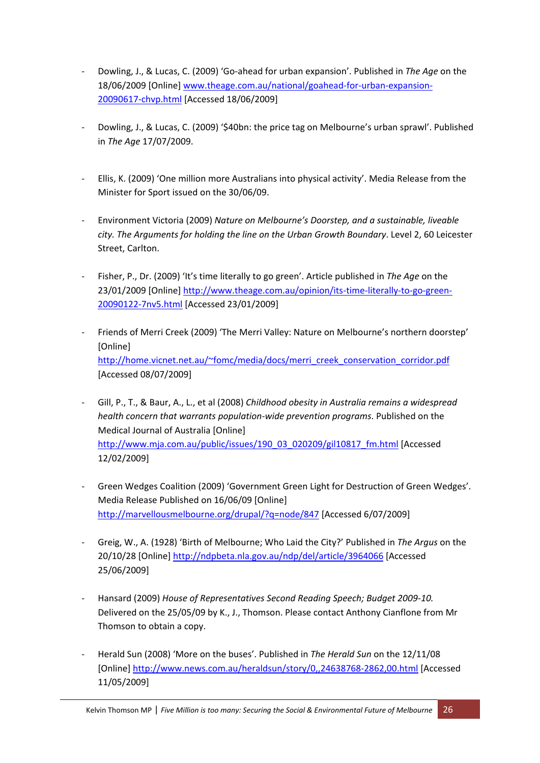- Dowling, J., & Lucas, C. (2009) 'Go-ahead for urban expansion'. Published in *The Age* on the 18/06/2009 [Online] www.theage.com.au/national/goahead-for-urban-expansion-20090617-chvp.html [Accessed 18/06/2009]

- Dowling, J., & Lucas, C. (2009) '$40bn: the price tag on Melbourne's urban sprawl'. Published in *The Age* 17/07/2009.

- Ellis, K. (2009) 'One million more Australians into physical activity'. Media Release from the Minister for Sport issued on the 30/06/09.

- Environment Victoria (2009) *Nature on Melbourne's Doorstep, and a sustainable, liveable city. The Arguments for holding the line on the Urban Growth Boundary*. Level 2, 60 Leicester Street, Carlton.

- Fisher, P., Dr. (2009) 'It's time literally to go green'. Article published in *The Age* on the 23/01/2009 [Online] http://www.theage.com.au/opinion/its-time-literally-to-go-green-20090122-7nv5.html [Accessed 23/01/2009]

- Friends of Merri Creek (2009) 'The Merri Valley: Nature on Melbourne's northern doorstep' [Online] http://home.vicnet.net.au/~fomc/media/docs/merri_creek_conservation_corridor.pdf [Accessed 08/07/2009]

- Gill, P., T., & Baur, A., L., et al (2008) *Childhood obesity in Australia remains a widespread health concern that warrants population-wide prevention programs*. Published on the Medical Journal of Australia [Online] http://www.mja.com.au/public/issues/190_03_020209/gil10817_fm.html [Accessed 12/02/2009]

- Green Wedges Coalition (2009) 'Government Green Light for Destruction of Green Wedges'. Media Release Published on 16/06/09 [Online] http://marvellousmelbourne.org/drupal/?q=node/847 [Accessed 6/07/2009]

- Greig, W., A. (1928) 'Birth of Melbourne; Who Laid the City?' Published in *The Argus* on the 20/10/28 [Online] http://ndpbeta.nla.gov.au/ndp/del/article/3964066 [Accessed 25/06/2009]

- Hansard (2009) *House of Representatives Second Reading Speech; Budget 2009-10.* Delivered on the 25/05/09 by K., J., Thomson. Please contact Anthony Cianflone from Mr Thomson to obtain a copy.

- Herald Sun (2008) 'More on the buses'. Published in *The Herald Sun* on the 12/11/08 [Online] http://www.news.com.au/heraldsun/story/0,,24638768-2862,00.html [Accessed 11/05/2009]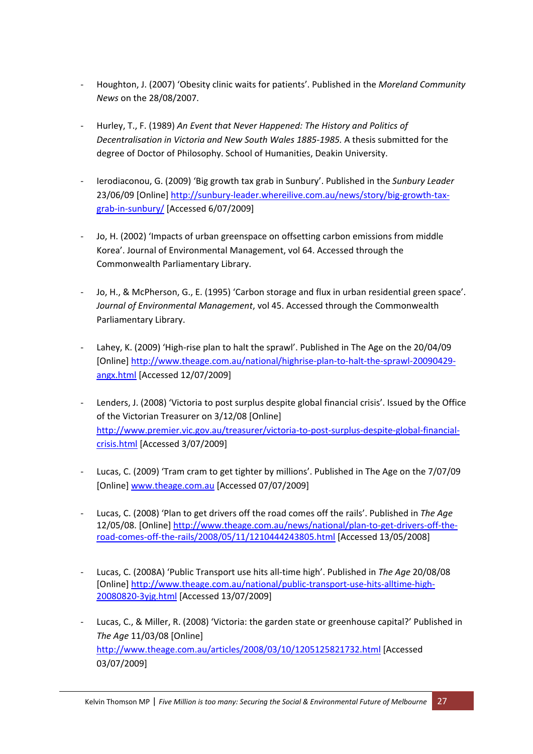- Houghton, J. (2007) 'Obesity clinic waits for patients'. Published in the *Moreland Community News* on the 28/08/2007.

- Hurley, T., F. (1989) *An Event that Never Happened: The History and Politics of Decentralisation in Victoria and New South Wales 1885-1985.* A thesis submitted for the degree of Doctor of Philosophy. School of Humanities, Deakin University.

- Ierodiaconou, G. (2009) 'Big growth tax grab in Sunbury'. Published in the *Sunbury Leader* 23/06/09 [Online] http://sunbury-leader.whereilive.com.au/news/story/big-growth-tax-grab-in-sunbury/ [Accessed 6/07/2009]

- Jo, H. (2002) 'Impacts of urban greenspace on offsetting carbon emissions from middle Korea'. Journal of Environmental Management, vol 64. Accessed through the Commonwealth Parliamentary Library.

- Jo, H., & McPherson, G., E. (1995) 'Carbon storage and flux in urban residential green space'. *Journal of Environmental Management*, vol 45. Accessed through the Commonwealth Parliamentary Library.

- Lahey, K. (2009) 'High-rise plan to halt the sprawl'. Published in The Age on the 20/04/09 [Online] http://www.theage.com.au/national/highrise-plan-to-halt-the-sprawl-20090429-angx.html [Accessed 12/07/2009]

- Lenders, J. (2008) 'Victoria to post surplus despite global financial crisis'. Issued by the Office of the Victorian Treasurer on 3/12/08 [Online] http://www.premier.vic.gov.au/treasurer/victoria-to-post-surplus-despite-global-financial-crisis.html [Accessed 3/07/2009]

- Lucas, C. (2009) 'Tram cram to get tighter by millions'. Published in The Age on the 7/07/09 [Online] www.theage.com.au [Accessed 07/07/2009]

- Lucas, C. (2008) 'Plan to get drivers off the road comes off the rails'. Published in *The Age* 12/05/08. [Online] http://www.theage.com.au/news/national/plan-to-get-drivers-off-the-road-comes-off-the-rails/2008/05/11/1210444243805.html [Accessed 13/05/2008]

- Lucas, C. (2008A) 'Public Transport use hits all-time high'. Published in *The Age* 20/08/08 [Online] http://www.theage.com.au/national/public-transport-use-hits-alltime-high-20080820-3yjg.html [Accessed 13/07/2009]

- Lucas, C., & Miller, R. (2008) 'Victoria: the garden state or greenhouse capital?' Published in *The Age* 11/03/08 [Online] http://www.theage.com.au/articles/2008/03/10/1205125821732.html [Accessed 03/07/2009]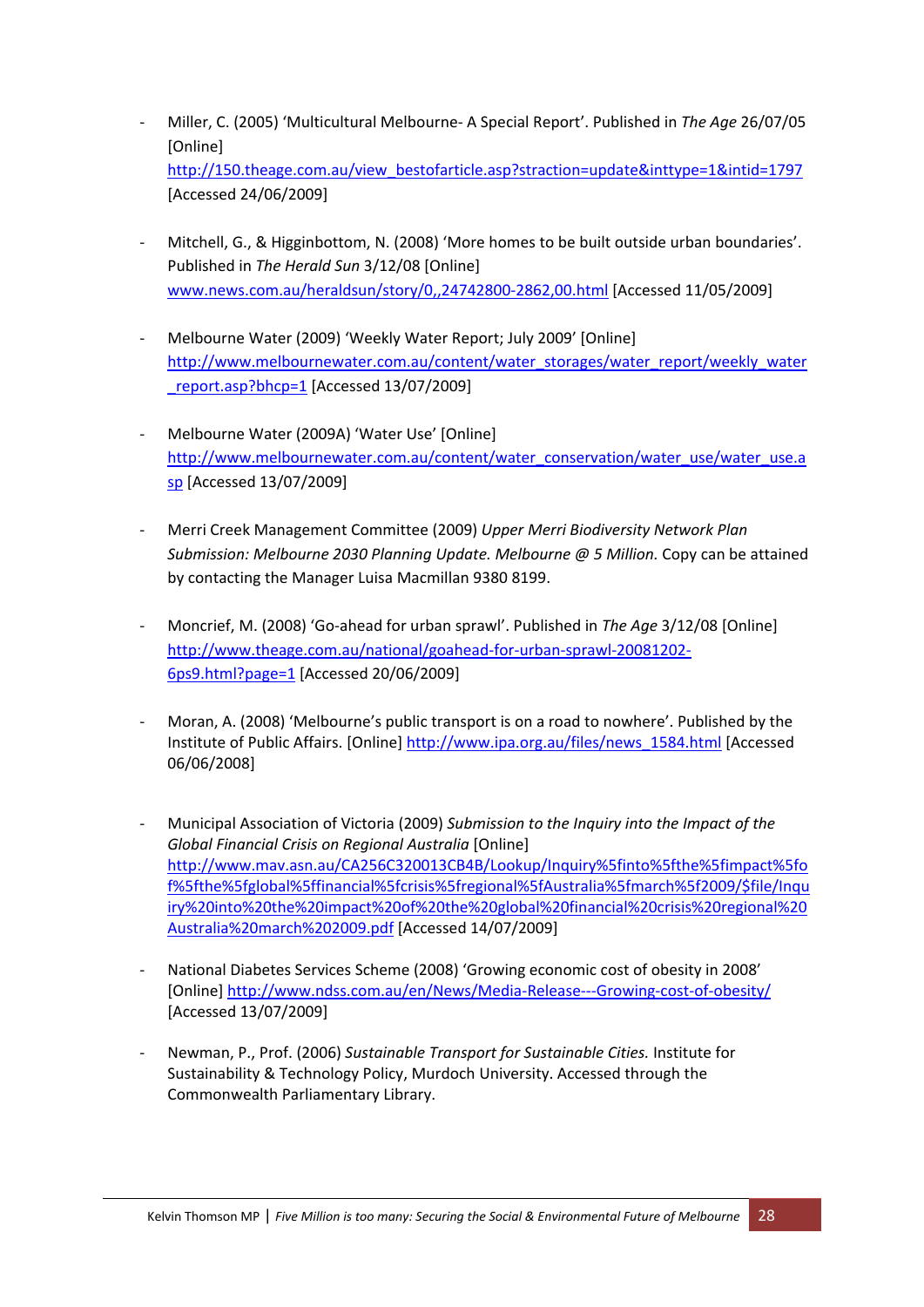- Miller, C. (2005) 'Multicultural Melbourne- A Special Report'. Published in *The Age* 26/07/05 [Online] http://150.theage.com.au/view_bestofarticle.asp?straction=update&inttype=1&intid=1797 [Accessed 24/06/2009]

- Mitchell, G., & Higginbottom, N. (2008) 'More homes to be built outside urban boundaries'. Published in *The Herald Sun* 3/12/08 [Online] www.news.com.au/heraldsun/story/0,,24742800-2862,00.html [Accessed 11/05/2009]

- Melbourne Water (2009) 'Weekly Water Report; July 2009' [Online] http://www.melbournewater.com.au/content/water_storages/water_report/weekly_water_report.asp?bhcp=1 [Accessed 13/07/2009]

- Melbourne Water (2009A) 'Water Use' [Online] http://www.melbournewater.com.au/content/water_conservation/water_use/water_use.asp [Accessed 13/07/2009]

- Merri Creek Management Committee (2009) *Upper Merri Biodiversity Network Plan Submission: Melbourne 2030 Planning Update. Melbourne @ 5 Million.* Copy can be attained by contacting the Manager Luisa Macmillan 9380 8199.

- Moncrief, M. (2008) 'Go-ahead for urban sprawl'. Published in *The Age* 3/12/08 [Online] http://www.theage.com.au/national/goahead-for-urban-sprawl-20081202-6ps9.html?page=1 [Accessed 20/06/2009]

- Moran, A. (2008) 'Melbourne's public transport is on a road to nowhere'. Published by the Institute of Public Affairs. [Online] http://www.ipa.org.au/files/news_1584.html [Accessed 06/06/2008]

- Municipal Association of Victoria (2009) *Submission to the Inquiry into the Impact of the Global Financial Crisis on Regional Australia* [Online] http://www.mav.asn.au/CA256C320013CB4B/Lookup/Inquiry%5finto%5fthe%5fimpact%5fof%5fthe%5fglobal%5ffinancial%5fcrisis%5fregional%5fAustralia%5fmarch%5f2009/$file/Inquiry%20into%20the%20impact%20of%20the%20global%20financial%20crisis%20regional%20Australia%20march%202009.pdf [Accessed 14/07/2009]

- National Diabetes Services Scheme (2008) 'Growing economic cost of obesity in 2008' [Online] http://www.ndss.com.au/en/News/Media-Release---Growing-cost-of-obesity/ [Accessed 13/07/2009]

- Newman, P., Prof. (2006) *Sustainable Transport for Sustainable Cities.* Institute for Sustainability & Technology Policy, Murdoch University. Accessed through the Commonwealth Parliamentary Library.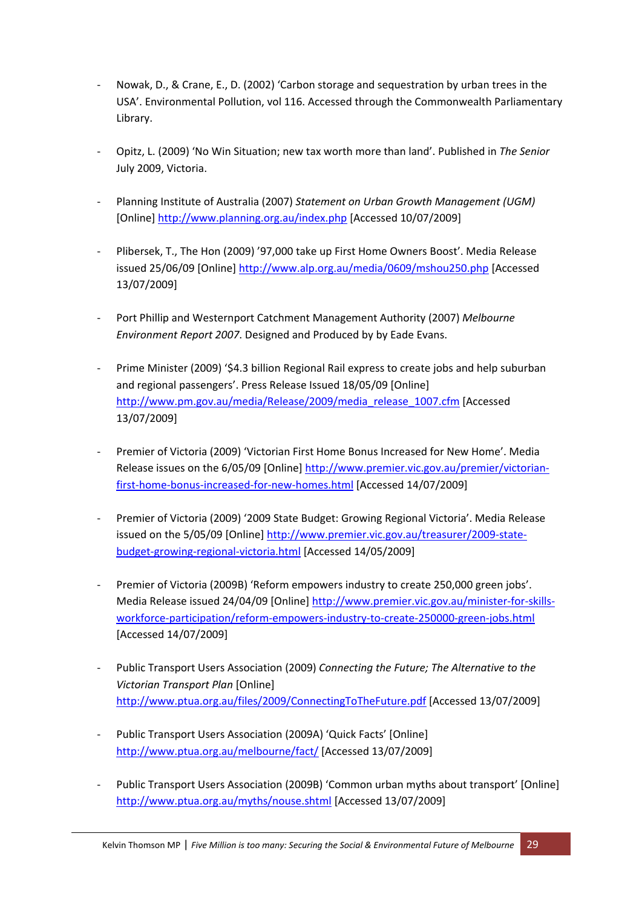- Nowak, D., & Crane, E., D. (2002) 'Carbon storage and sequestration by urban trees in the USA'. Environmental Pollution, vol 116. Accessed through the Commonwealth Parliamentary Library.

- Opitz, L. (2009) 'No Win Situation; new tax worth more than land'. Published in *The Senior* July 2009, Victoria.

- Planning Institute of Australia (2007) *Statement on Urban Growth Management (UGM)* [Online] http://www.planning.org.au/index.php [Accessed 10/07/2009]

- Plibersek, T., The Hon (2009) '97,000 take up First Home Owners Boost'. Media Release issued 25/06/09 [Online] http://www.alp.org.au/media/0609/mshou250.php [Accessed 13/07/2009]

- Port Phillip and Westernport Catchment Management Authority (2007) *Melbourne Environment Report 2007*. Designed and Produced by by Eade Evans.

- Prime Minister (2009) '$4.3 billion Regional Rail express to create jobs and help suburban and regional passengers'. Press Release Issued 18/05/09 [Online] http://www.pm.gov.au/media/Release/2009/media_release_1007.cfm [Accessed 13/07/2009]

- Premier of Victoria (2009) 'Victorian First Home Bonus Increased for New Home'. Media Release issues on the 6/05/09 [Online] http://www.premier.vic.gov.au/premier/victorian-first-home-bonus-increased-for-new-homes.html [Accessed 14/07/2009]

- Premier of Victoria (2009) '2009 State Budget: Growing Regional Victoria'. Media Release issued on the 5/05/09 [Online] http://www.premier.vic.gov.au/treasurer/2009-state-budget-growing-regional-victoria.html [Accessed 14/05/2009]

- Premier of Victoria (2009B) 'Reform empowers industry to create 250,000 green jobs'. Media Release issued 24/04/09 [Online] http://www.premier.vic.gov.au/minister-for-skills-workforce-participation/reform-empowers-industry-to-create-250000-green-jobs.html [Accessed 14/07/2009]

- Public Transport Users Association (2009) *Connecting the Future; The Alternative to the Victorian Transport Plan* [Online] http://www.ptua.org.au/files/2009/ConnectingToTheFuture.pdf [Accessed 13/07/2009]

- Public Transport Users Association (2009A) 'Quick Facts' [Online] http://www.ptua.org.au/melbourne/fact/ [Accessed 13/07/2009]

- Public Transport Users Association (2009B) 'Common urban myths about transport' [Online] http://www.ptua.org.au/myths/nouse.shtml [Accessed 13/07/2009]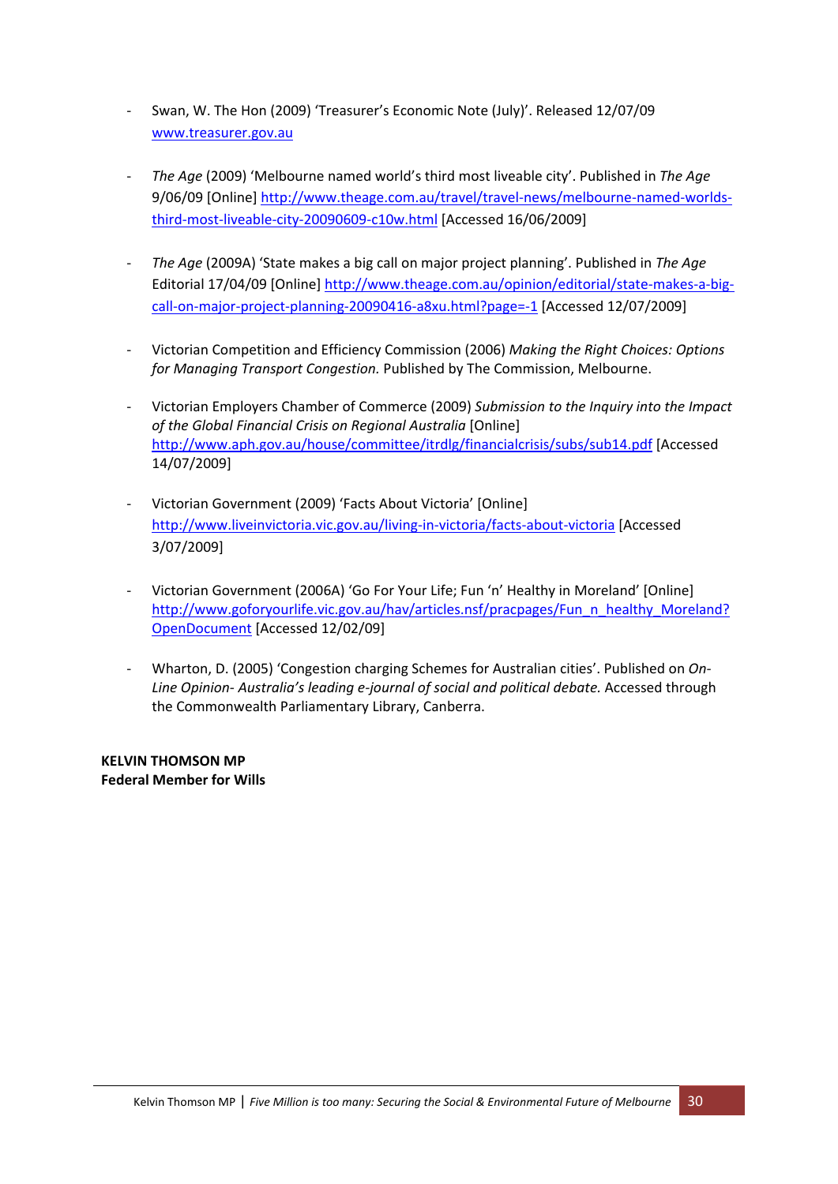- Swan, W. The Hon (2009) 'Treasurer's Economic Note (July)'. Released 12/07/09 www.treasurer.gov.au

- *The Age* (2009) 'Melbourne named world's third most liveable city'. Published in *The Age* 9/06/09 [Online] http://www.theage.com.au/travel/travel-news/melbourne-named-worlds-third-most-liveable-city-20090609-c10w.html [Accessed 16/06/2009]

- *The Age* (2009A) 'State makes a big call on major project planning'. Published in *The Age* Editorial 17/04/09 [Online] http://www.theage.com.au/opinion/editorial/state-makes-a-big-call-on-major-project-planning-20090416-a8xu.html?page=-1 [Accessed 12/07/2009]

- Victorian Competition and Efficiency Commission (2006) *Making the Right Choices: Options for Managing Transport Congestion.* Published by The Commission, Melbourne.

- Victorian Employers Chamber of Commerce (2009) *Submission to the Inquiry into the Impact of the Global Financial Crisis on Regional Australia* [Online] http://www.aph.gov.au/house/committee/itrdlg/financialcrisis/subs/sub14.pdf [Accessed 14/07/2009]

- Victorian Government (2009) 'Facts About Victoria' [Online] http://www.liveinvictoria.vic.gov.au/living-in-victoria/facts-about-victoria [Accessed 3/07/2009]

- Victorian Government (2006A) 'Go For Your Life; Fun 'n' Healthy in Moreland' [Online] http://www.goforyourlife.vic.gov.au/hav/articles.nsf/pracpages/Fun_n_healthy_Moreland?OpenDocument [Accessed 12/02/09]

- Wharton, D. (2005) 'Congestion charging Schemes for Australian cities'. Published on *On-Line Opinion- Australia's leading e-journal of social and political debate.* Accessed through the Commonwealth Parliamentary Library, Canberra.

**KELVIN THOMSON MP**
**Federal Member for Wills**